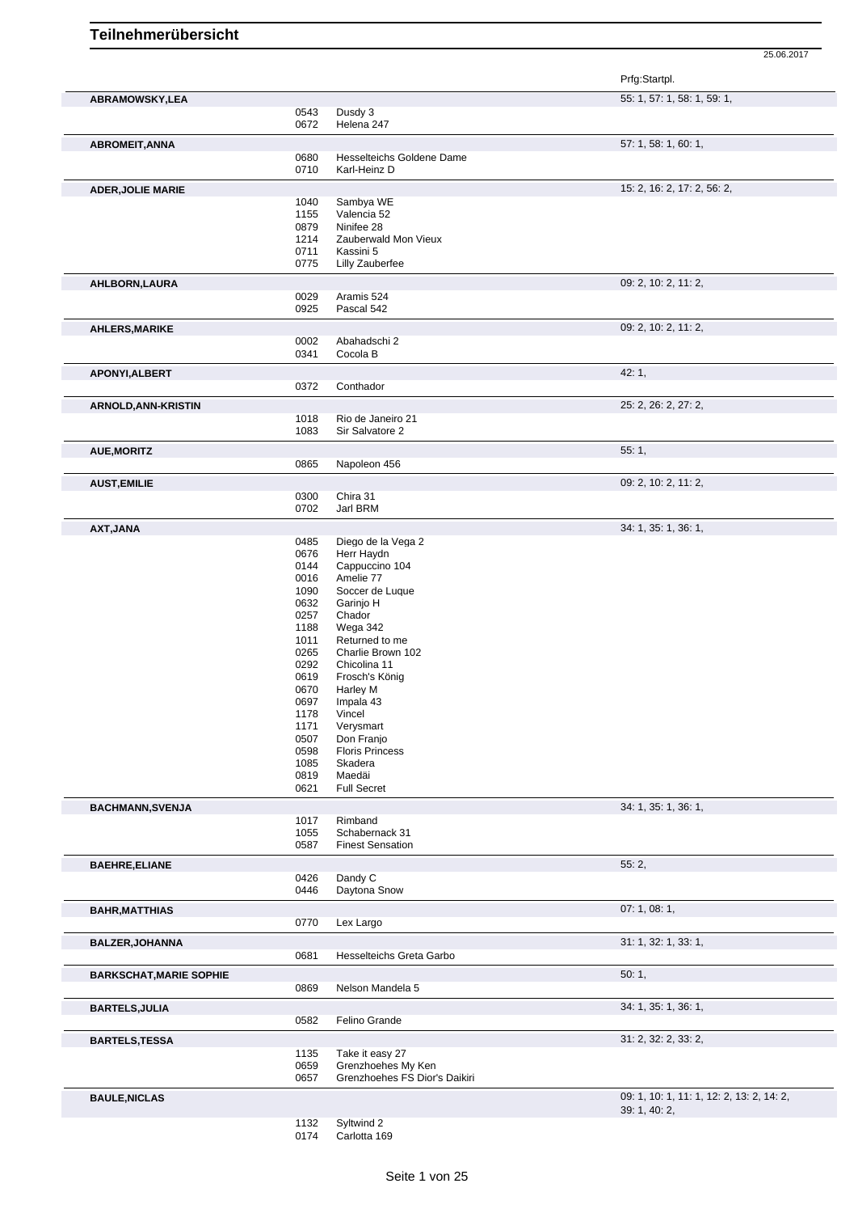# Teilnehmerübersicht

25.06.2017

| Name | Nr. | Pferd | Prfg:Startpl. |
|---|---|---|---|
| **ABRAMOWSKY,LEA** | | | 55: 1, 57: 1, 58: 1, 59: 1, |
| | 0543 | Dusdy 3 | |
| | 0672 | Helena 247 | |
| **ABROMEIT,ANNA** | | | 57: 1, 58: 1, 60: 1, |
| | 0680 | Hesselteichs Goldene Dame | |
| | 0710 | Karl-Heinz D | |
| **ADER,JOLIE MARIE** | | | 15: 2, 16: 2, 17: 2, 56: 2, |
| | 1040 | Sambya WE | |
| | 1155 | Valencia 52 | |
| | 0879 | Ninifee 28 | |
| | 1214 | Zauberwald Mon Vieux | |
| | 0711 | Kassini 5 | |
| | 0775 | Lilly Zauberfee | |
| **AHLBORN,LAURA** | | | 09: 2, 10: 2, 11: 2, |
| | 0029 | Aramis 524 | |
| | 0925 | Pascal 542 | |
| **AHLERS,MARIKE** | | | 09: 2, 10: 2, 11: 2, |
| | 0002 | Abahadschi 2 | |
| | 0341 | Cocola B | |
| **APONYI,ALBERT** | | | 42: 1, |
| | 0372 | Conthador | |
| **ARNOLD,ANN-KRISTIN** | | | 25: 2, 26: 2, 27: 2, |
| | 1018 | Rio de Janeiro 21 | |
| | 1083 | Sir Salvatore 2 | |
| **AUE,MORITZ** | | | 55: 1, |
| | 0865 | Napoleon 456 | |
| **AUST,EMILIE** | | | 09: 2, 10: 2, 11: 2, |
| | 0300 | Chira 31 | |
| | 0702 | Jarl BRM | |
| **AXT,JANA** | | | 34: 1, 35: 1, 36: 1, |
| | 0485 | Diego de la Vega 2 | |
| | 0676 | Herr Haydn | |
| | 0144 | Cappuccino 104 | |
| | 0016 | Amelie 77 | |
| | 1090 | Soccer de Luque | |
| | 0632 | Garinjo H | |
| | 0257 | Chador | |
| | 1188 | Wega 342 | |
| | 1011 | Returned to me | |
| | 0265 | Charlie Brown 102 | |
| | 0292 | Chicolina 11 | |
| | 0619 | Frosch's König | |
| | 0670 | Harley M | |
| | 0697 | Impala 43 | |
| | 1178 | Vincel | |
| | 1171 | Verysmart | |
| | 0507 | Don Franjo | |
| | 0598 | Floris Princess | |
| | 1085 | Skadera | |
| | 0819 | Maedäi | |
| | 0621 | Full Secret | |
| **BACHMANN,SVENJA** | | | 34: 1, 35: 1, 36: 1, |
| | 1017 | Rimband | |
| | 1055 | Schabernack 31 | |
| | 0587 | Finest Sensation | |
| **BAEHRE,ELIANE** | | | 55: 2, |
| | 0426 | Dandy C | |
| | 0446 | Daytona Snow | |
| **BAHR,MATTHIAS** | | | 07: 1, 08: 1, |
| | 0770 | Lex Largo | |
| **BALZER,JOHANNA** | | | 31: 1, 32: 1, 33: 1, |
| | 0681 | Hesselteichs Greta Garbo | |
| **BARKSCHAT,MARIE SOPHIE** | | | 50: 1, |
| | 0869 | Nelson Mandela 5 | |
| **BARTELS,JULIA** | | | 34: 1, 35: 1, 36: 1, |
| | 0582 | Felino Grande | |
| **BARTELS,TESSA** | | | 31: 2, 32: 2, 33: 2, |
| | 1135 | Take it easy 27 | |
| | 0659 | Grenzhoehes My Ken | |
| | 0657 | Grenzhoehes FS Dior's Daikiri | |
| **BAULE,NICLAS** | | | 09: 1, 10: 1, 11: 1, 12: 2, 13: 2, 14: 2, 39: 1, 40: 2, |
| | 1132 | Syltwind 2 | |
| | 0174 | Carlotta 169 | |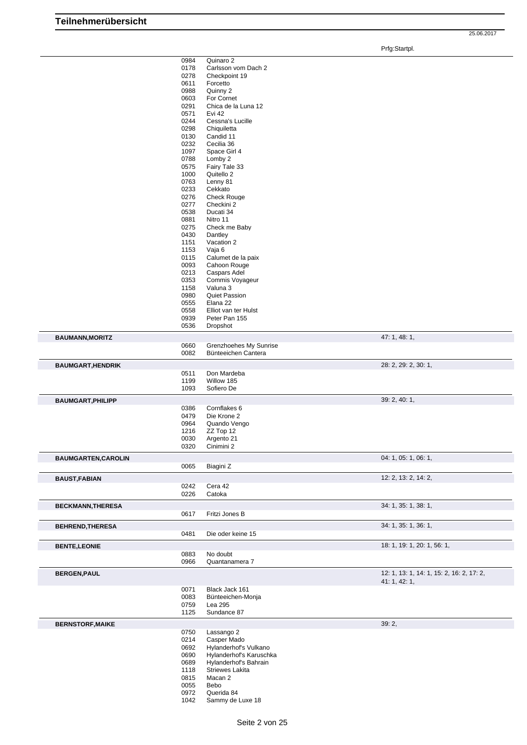# Teilnehmerübersicht

25.06.2017

| Teilnehmer | Nr. | Pferd | Prfg:Startpl. |
|---|---|---|---|
| | 0984 | Quinaro 2 | |
| | 0178 | Carlsson vom Dach 2 | |
| | 0278 | Checkpoint 19 | |
| | 0611 | Forcetto | |
| | 0988 | Quinny 2 | |
| | 0603 | For Cornet | |
| | 0291 | Chica de la Luna 12 | |
| | 0571 | Evi 42 | |
| | 0244 | Cessna's Lucille | |
| | 0298 | Chiquiletta | |
| | 0130 | Candid 11 | |
| | 0232 | Cecilia 36 | |
| | 1097 | Space Girl 4 | |
| | 0788 | Lomby 2 | |
| | 0575 | Fairy Tale 33 | |
| | 1000 | Quitello 2 | |
| | 0763 | Lenny 81 | |
| | 0233 | Cekkato | |
| | 0276 | Check Rouge | |
| | 0277 | Checkini 2 | |
| | 0538 | Ducati 34 | |
| | 0881 | Nitro 11 | |
| | 0275 | Check me Baby | |
| | 0430 | Dantley | |
| | 1151 | Vacation 2 | |
| | 1153 | Vaja 6 | |
| | 0115 | Calumet de la paix | |
| | 0093 | Cahoon Rouge | |
| | 0213 | Caspars Adel | |
| | 0353 | Commis Voyageur | |
| | 1158 | Valuna 3 | |
| | 0980 | Quiet Passion | |
| | 0555 | Elana 22 | |
| | 0558 | Elliot van ter Hulst | |
| | 0939 | Peter Pan 155 | |
| | 0536 | Dropshot | |
| **BAUMANN,MORITZ** | | | 47: 1, 48: 1, |
| | 0660 | Grenzhoehes My Sunrise | |
| | 0082 | Bünteeichen Cantera | |
| **BAUMGART,HENDRIK** | | | 28: 2, 29: 2, 30: 1, |
| | 0511 | Don Mardeba | |
| | 1199 | Willow 185 | |
| | 1093 | Sofiero De | |
| **BAUMGART,PHILIPP** | | | 39: 2, 40: 1, |
| | 0386 | Cornflakes 6 | |
| | 0479 | Die Krone 2 | |
| | 0964 | Quando Vengo | |
| | 1216 | ZZ Top 12 | |
| | 0030 | Argento 21 | |
| | 0320 | Cinimini 2 | |
| **BAUMGARTEN,CAROLIN** | | | 04: 1, 05: 1, 06: 1, |
| | 0065 | Biagini Z | |
| **BAUST,FABIAN** | | | 12: 2, 13: 2, 14: 2, |
| | 0242 | Cera 42 | |
| | 0226 | Catoka | |
| **BECKMANN,THERESA** | | | 34: 1, 35: 1, 38: 1, |
| | 0617 | Fritzi Jones B | |
| **BEHREND,THERESA** | | | 34: 1, 35: 1, 36: 1, |
| | 0481 | Die oder keine 15 | |
| **BENTE,LEONIE** | | | 18: 1, 19: 1, 20: 1, 56: 1, |
| | 0883 | No doubt | |
| | 0966 | Quantanamera 7 | |
| **BERGEN,PAUL** | | | 12: 1, 13: 1, 14: 1, 15: 2, 16: 2, 17: 2, 41: 1, 42: 1, |
| | 0071 | Black Jack 161 | |
| | 0083 | Bünteeichen-Monja | |
| | 0759 | Lea 295 | |
| | 1125 | Sundance 87 | |
| **BERNSTORF,MAIKE** | | | 39: 2, |
| | 0750 | Lassango 2 | |
| | 0214 | Casper Mado | |
| | 0692 | Hylanderhof's Vulkano | |
| | 0690 | Hylanderhof's Karuschka | |
| | 0689 | Hylanderhof's Bahrain | |
| | 1118 | Striewes Lakita | |
| | 0815 | Macan 2 | |
| | 0055 | Bebo | |
| | 0972 | Querida 84 | |
| | 1042 | Sammy de Luxe 18 | |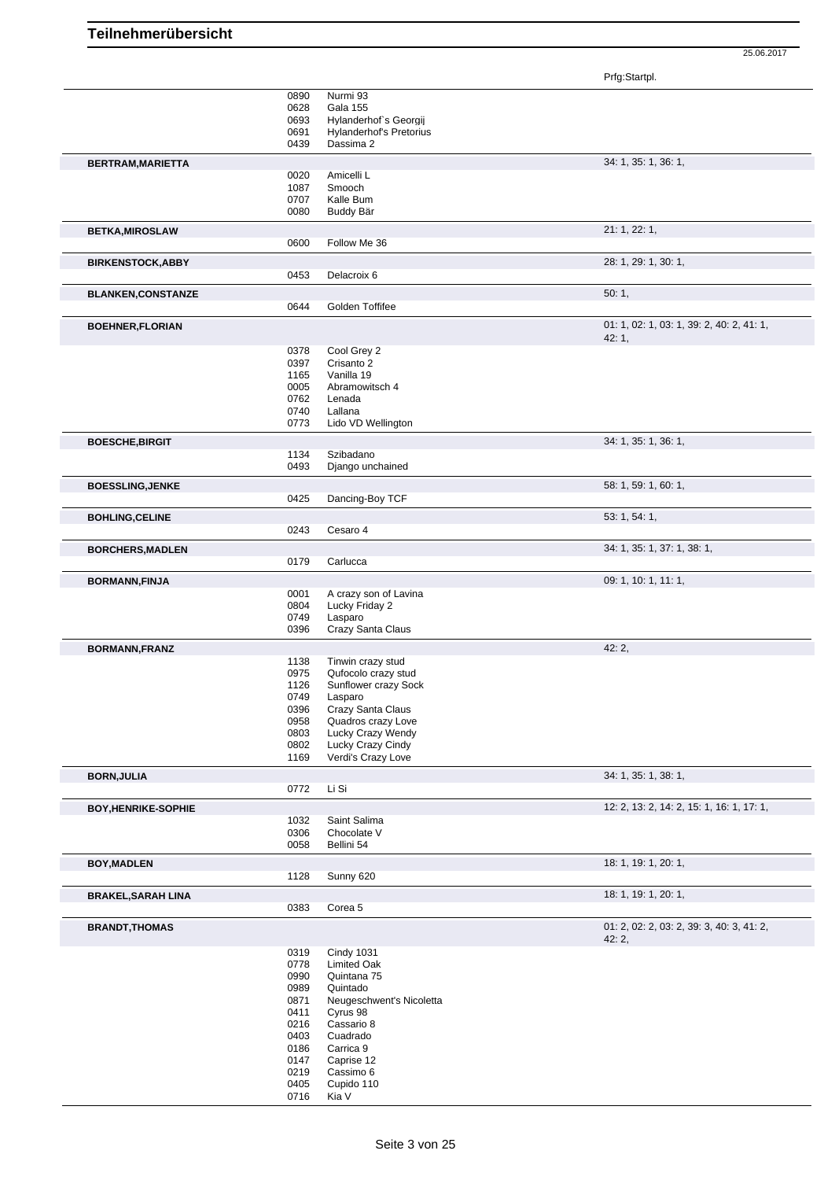# Teilnehmerübersicht

25.06.2017

| Reiter | Nr. | Pferd | Prfg:Startpl. |
|---|---|---|---|
| | 0890 | Nurmi 93 | |
| | 0628 | Gala 155 | |
| | 0693 | Hylanderhof`s Georgij | |
| | 0691 | Hylanderhof's Pretorius | |
| | 0439 | Dassima 2 | |
| **BERTRAM,MARIETTA** | | | 34: 1, 35: 1, 36: 1, |
| | 0020 | Amicelli L | |
| | 1087 | Smooch | |
| | 0707 | Kalle Bum | |
| | 0080 | Buddy Bär | |
| **BETKA,MIROSLAW** | | | 21: 1, 22: 1, |
| | 0600 | Follow Me 36 | |
| **BIRKENSTOCK,ABBY** | | | 28: 1, 29: 1, 30: 1, |
| | 0453 | Delacroix 6 | |
| **BLANKEN,CONSTANZE** | | | 50: 1, |
| | 0644 | Golden Toffifee | |
| **BOEHNER,FLORIAN** | | | 01: 1, 02: 1, 03: 1, 39: 2, 40: 2, 41: 1, 42: 1, |
| | 0378 | Cool Grey 2 | |
| | 0397 | Crisanto 2 | |
| | 1165 | Vanilla 19 | |
| | 0005 | Abramowitsch 4 | |
| | 0762 | Lenada | |
| | 0740 | Lallana | |
| | 0773 | Lido VD Wellington | |
| **BOESCHE,BIRGIT** | | | 34: 1, 35: 1, 36: 1, |
| | 1134 | Szibadano | |
| | 0493 | Django unchained | |
| **BOESSLING,JENKE** | | | 58: 1, 59: 1, 60: 1, |
| | 0425 | Dancing-Boy TCF | |
| **BOHLING,CELINE** | | | 53: 1, 54: 1, |
| | 0243 | Cesaro 4 | |
| **BORCHERS,MADLEN** | | | 34: 1, 35: 1, 37: 1, 38: 1, |
| | 0179 | Carlucca | |
| **BORMANN,FINJA** | | | 09: 1, 10: 1, 11: 1, |
| | 0001 | A crazy son of Lavina | |
| | 0804 | Lucky Friday 2 | |
| | 0749 | Lasparo | |
| | 0396 | Crazy Santa Claus | |
| **BORMANN,FRANZ** | | | 42: 2, |
| | 1138 | Tinwin crazy stud | |
| | 0975 | Qufocolo crazy stud | |
| | 1126 | Sunflower crazy Sock | |
| | 0749 | Lasparo | |
| | 0396 | Crazy Santa Claus | |
| | 0958 | Quadros crazy Love | |
| | 0803 | Lucky Crazy Wendy | |
| | 0802 | Lucky Crazy Cindy | |
| | 1169 | Verdi's Crazy Love | |
| **BORN,JULIA** | | | 34: 1, 35: 1, 38: 1, |
| | 0772 | Li Si | |
| **BOY,HENRIKE-SOPHIE** | | | 12: 2, 13: 2, 14: 2, 15: 1, 16: 1, 17: 1, |
| | 1032 | Saint Salima | |
| | 0306 | Chocolate V | |
| | 0058 | Bellini 54 | |
| **BOY,MADLEN** | | | 18: 1, 19: 1, 20: 1, |
| | 1128 | Sunny 620 | |
| **BRAKEL,SARAH LINA** | | | 18: 1, 19: 1, 20: 1, |
| | 0383 | Corea 5 | |
| **BRANDT,THOMAS** | | | 01: 2, 02: 2, 03: 2, 39: 3, 40: 3, 41: 2, 42: 2, |
| | 0319 | Cindy 1031 | |
| | 0778 | Limited Oak | |
| | 0990 | Quintana 75 | |
| | 0989 | Quintado | |
| | 0871 | Neugeschwent's Nicoletta | |
| | 0411 | Cyrus 98 | |
| | 0216 | Cassario 8 | |
| | 0403 | Cuadrado | |
| | 0186 | Carrica 9 | |
| | 0147 | Caprise 12 | |
| | 0219 | Cassimo 6 | |
| | 0405 | Cupido 110 | |
| | 0716 | Kia V | |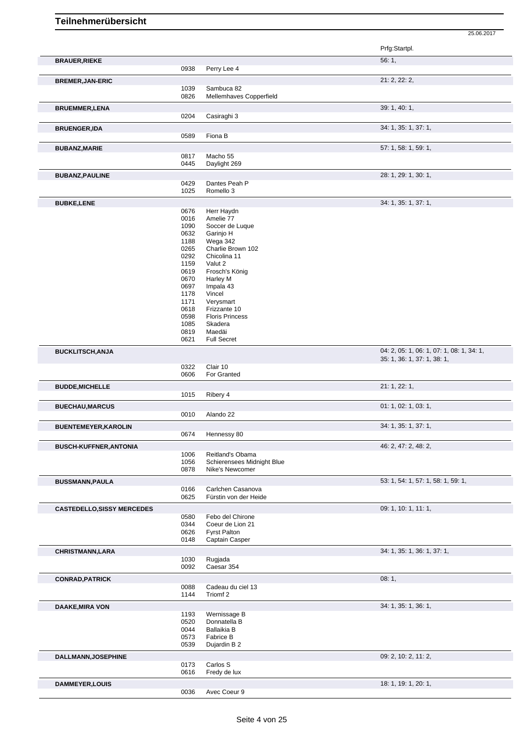# Teilnehmerübersicht

25.06.2017

| | | | Prfg:Startpl. |
|---|---|---|---|
| **BRAUER,RIEKE** | | | 56: 1, |
| | 0938 | Perry Lee 4 | |
| **BREMER,JAN-ERIC** | | | 21: 2, 22: 2, |
| | 1039 | Sambuca 82 | |
| | 0826 | Mellemhaves Copperfield | |
| **BRUEMMER,LENA** | | | 39: 1, 40: 1, |
| | 0204 | Casiraghi 3 | |
| **BRUENGER,IDA** | | | 34: 1, 35: 1, 37: 1, |
| | 0589 | Fiona B | |
| **BUBANZ,MARIE** | | | 57: 1, 58: 1, 59: 1, |
| | 0817 | Macho 55 | |
| | 0445 | Daylight 269 | |
| **BUBANZ,PAULINE** | | | 28: 1, 29: 1, 30: 1, |
| | 0429 | Dantes Peah P | |
| | 1025 | Romello 3 | |
| **BUBKE,LENE** | | | 34: 1, 35: 1, 37: 1, |
| | 0676 | Herr Haydn | |
| | 0016 | Amelie 77 | |
| | 1090 | Soccer de Luque | |
| | 0632 | Garinjo H | |
| | 1188 | Wega 342 | |
| | 0265 | Charlie Brown 102 | |
| | 0292 | Chicolina 11 | |
| | 1159 | Valut 2 | |
| | 0619 | Frosch's König | |
| | 0670 | Harley M | |
| | 0697 | Impala 43 | |
| | 1178 | Vincel | |
| | 1171 | Verysmart | |
| | 0618 | Frizzante 10 | |
| | 0598 | Floris Princess | |
| | 1085 | Skadera | |
| | 0819 | Maedäi | |
| | 0621 | Full Secret | |
| **BUCKLITSCH,ANJA** | | | 04: 2, 05: 1, 06: 1, 07: 1, 08: 1, 34: 1, 35: 1, 36: 1, 37: 1, 38: 1, |
| | 0322 | Clair 10 | |
| | 0606 | For Granted | |
| **BUDDE,MICHELLE** | | | 21: 1, 22: 1, |
| | 1015 | Ribery 4 | |
| **BUECHAU,MARCUS** | | | 01: 1, 02: 1, 03: 1, |
| | 0010 | Alando 22 | |
| **BUENTEMEYER,KAROLIN** | | | 34: 1, 35: 1, 37: 1, |
| | 0674 | Hennessy 80 | |
| **BUSCH-KUFFNER,ANTONIA** | | | 46: 2, 47: 2, 48: 2, |
| | 1006 | Reitland's Obama | |
| | 1056 | Schierensees Midnight Blue | |
| | 0878 | Nike's Newcomer | |
| **BUSSMANN,PAULA** | | | 53: 1, 54: 1, 57: 1, 58: 1, 59: 1, |
| | 0166 | Carlchen Casanova | |
| | 0625 | Fürstin von der Heide | |
| **CASTEDELLO,SISSY MERCEDES** | | | 09: 1, 10: 1, 11: 1, |
| | 0580 | Febo del Chirone | |
| | 0344 | Coeur de Lion 21 | |
| | 0626 | Fyrst Palton | |
| | 0148 | Captain Casper | |
| **CHRISTMANN,LARA** | | | 34: 1, 35: 1, 36: 1, 37: 1, |
| | 1030 | Rugjada | |
| | 0092 | Caesar 354 | |
| **CONRAD,PATRICK** | | | 08: 1, |
| | 0088 | Cadeau du ciel 13 | |
| | 1144 | Triomf 2 | |
| **DAAKE,MIRA VON** | | | 34: 1, 35: 1, 36: 1, |
| | 1193 | Wernissage B | |
| | 0520 | Donnatella B | |
| | 0044 | Ballaikia B | |
| | 0573 | Fabrice B | |
| | 0539 | Dujardin B 2 | |
| **DALLMANN,JOSEPHINE** | | | 09: 2, 10: 2, 11: 2, |
| | 0173 | Carlos S | |
| | 0616 | Fredy de lux | |
| **DAMMEYER,LOUIS** | | | 18: 1, 19: 1, 20: 1, |
| | 0036 | Avec Coeur 9 | |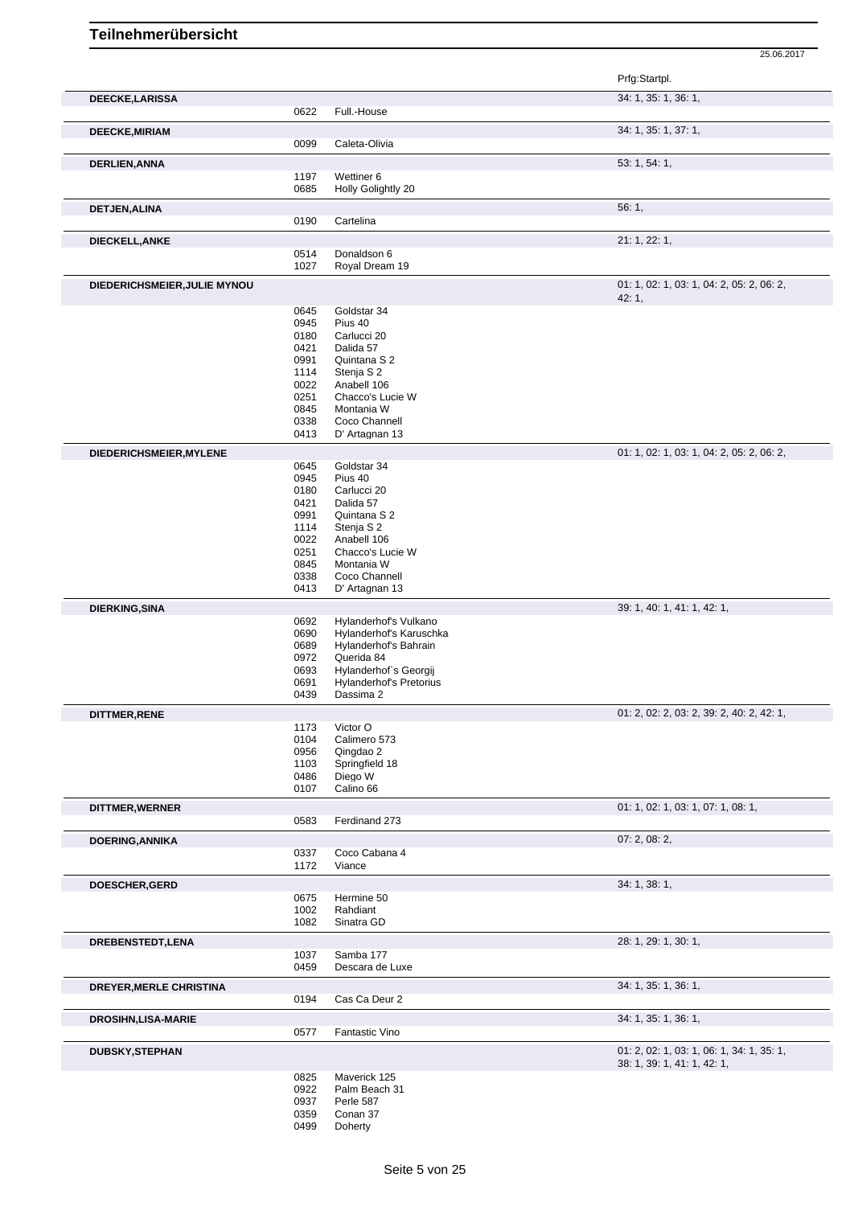# Teilnehmerübersicht

25.06.2017

| Teilnehmer | Nr. | Pferd | Prfg:Startpl. |
|---|---|---|---|
| **DEECKE,LARISSA** | | | 34: 1, 35: 1, 36: 1, |
| | 0622 | Full.-House | |
| **DEECKE,MIRIAM** | | | 34: 1, 35: 1, 37: 1, |
| | 0099 | Caleta-Olivia | |
| **DERLIEN,ANNA** | | | 53: 1, 54: 1, |
| | 1197 | Wettiner 6 | |
| | 0685 | Holly Golightly 20 | |
| **DETJEN,ALINA** | | | 56: 1, |
| | 0190 | Cartelina | |
| **DIECKELL,ANKE** | | | 21: 1, 22: 1, |
| | 0514 | Donaldson 6 | |
| | 1027 | Royal Dream 19 | |
| **DIEDERICHSMEIER,JULIE MYNOU** | | | 01: 1, 02: 1, 03: 1, 04: 2, 05: 2, 06: 2, 42: 1, |
| | 0645 | Goldstar 34 | |
| | 0945 | Pius 40 | |
| | 0180 | Carlucci 20 | |
| | 0421 | Dalida 57 | |
| | 0991 | Quintana S 2 | |
| | 1114 | Stenja S 2 | |
| | 0022 | Anabell 106 | |
| | 0251 | Chacco's Lucie W | |
| | 0845 | Montania W | |
| | 0338 | Coco Channell | |
| | 0413 | D' Artagnan 13 | |
| **DIEDERICHSMEIER,MYLENE** | | | 01: 1, 02: 1, 03: 1, 04: 2, 05: 2, 06: 2, |
| | 0645 | Goldstar 34 | |
| | 0945 | Pius 40 | |
| | 0180 | Carlucci 20 | |
| | 0421 | Dalida 57 | |
| | 0991 | Quintana S 2 | |
| | 1114 | Stenja S 2 | |
| | 0022 | Anabell 106 | |
| | 0251 | Chacco's Lucie W | |
| | 0845 | Montania W | |
| | 0338 | Coco Channell | |
| | 0413 | D' Artagnan 13 | |
| **DIERKING,SINA** | | | 39: 1, 40: 1, 41: 1, 42: 1, |
| | 0692 | Hylanderhof's Vulkano | |
| | 0690 | Hylanderhof's Karuschka | |
| | 0689 | Hylanderhof's Bahrain | |
| | 0972 | Querida 84 | |
| | 0693 | Hylanderhof`s Georgij | |
| | 0691 | Hylanderhof's Pretorius | |
| | 0439 | Dassima 2 | |
| **DITTMER,RENE** | | | 01: 2, 02: 2, 03: 2, 39: 2, 40: 2, 42: 1, |
| | 1173 | Victor O | |
| | 0104 | Calimero 573 | |
| | 0956 | Qingdao 2 | |
| | 1103 | Springfield 18 | |
| | 0486 | Diego W | |
| | 0107 | Calino 66 | |
| **DITTMER,WERNER** | | | 01: 1, 02: 1, 03: 1, 07: 1, 08: 1, |
| | 0583 | Ferdinand 273 | |
| **DOERING,ANNIKA** | | | 07: 2, 08: 2, |
| | 0337 | Coco Cabana 4 | |
| | 1172 | Viance | |
| **DOESCHER,GERD** | | | 34: 1, 38: 1, |
| | 0675 | Hermine 50 | |
| | 1002 | Rahdiant | |
| | 1082 | Sinatra GD | |
| **DREBENSTEDT,LENA** | | | 28: 1, 29: 1, 30: 1, |
| | 1037 | Samba 177 | |
| | 0459 | Descara de Luxe | |
| **DREYER,MERLE CHRISTINA** | | | 34: 1, 35: 1, 36: 1, |
| | 0194 | Cas Ca Deur 2 | |
| **DROSIHN,LISA-MARIE** | | | 34: 1, 35: 1, 36: 1, |
| | 0577 | Fantastic Vino | |
| **DUBSKY,STEPHAN** | | | 01: 2, 02: 1, 03: 1, 06: 1, 34: 1, 35: 1, 38: 1, 39: 1, 41: 1, 42: 1, |
| | 0825 | Maverick 125 | |
| | 0922 | Palm Beach 31 | |
| | 0937 | Perle 587 | |
| | 0359 | Conan 37 | |
| | 0499 | Doherty | |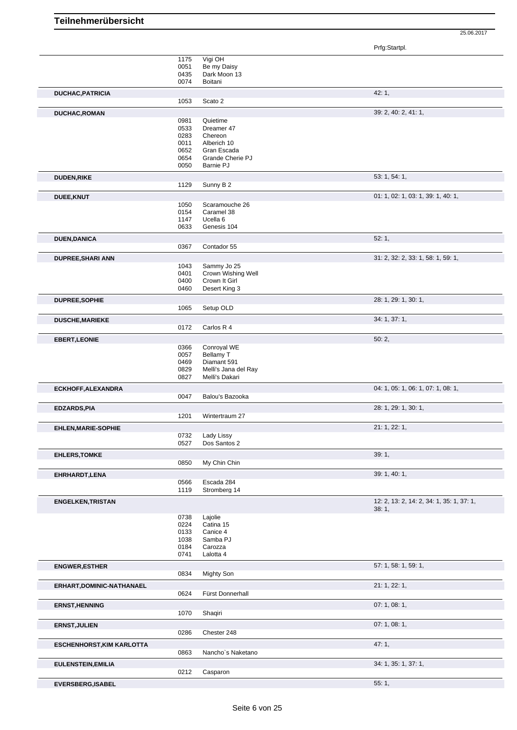# Teilnehmerübersicht

25.06.2017

| Name | Nr. | Pferd | Prfg:Startpl. |
|---|---|---|---|
| | 1175 | Vigi OH | |
| | 0051 | Be my Daisy | |
| | 0435 | Dark Moon 13 | |
| | 0074 | Boitani | |
| **DUCHAC,PATRICIA** | | | 42: 1, |
| | 1053 | Scato 2 | |
| **DUCHAC,ROMAN** | | | 39: 2, 40: 2, 41: 1, |
| | 0981 | Quietime | |
| | 0533 | Dreamer 47 | |
| | 0283 | Chereon | |
| | 0011 | Alberich 10 | |
| | 0652 | Gran Escada | |
| | 0654 | Grande Cherie PJ | |
| | 0050 | Barnie PJ | |
| **DUDEN,RIKE** | | | 53: 1, 54: 1, |
| | 1129 | Sunny B 2 | |
| **DUEE,KNUT** | | | 01: 1, 02: 1, 03: 1, 39: 1, 40: 1, |
| | 1050 | Scaramouche 26 | |
| | 0154 | Caramel 38 | |
| | 1147 | Ucella 6 | |
| | 0633 | Genesis 104 | |
| **DUEN,DANICA** | | | 52: 1, |
| | 0367 | Contador 55 | |
| **DUPREE,SHARI ANN** | | | 31: 2, 32: 2, 33: 1, 58: 1, 59: 1, |
| | 1043 | Sammy Jo 25 | |
| | 0401 | Crown Wishing Well | |
| | 0400 | Crown It Girl | |
| | 0460 | Desert King 3 | |
| **DUPREE,SOPHIE** | | | 28: 1, 29: 1, 30: 1, |
| | 1065 | Setup OLD | |
| **DUSCHE,MARIEKE** | | | 34: 1, 37: 1, |
| | 0172 | Carlos R 4 | |
| **EBERT,LEONIE** | | | 50: 2, |
| | 0366 | Conroyal WE | |
| | 0057 | Bellamy T | |
| | 0469 | Diamant 591 | |
| | 0829 | Melli's Jana del Ray | |
| | 0827 | Melli's Dakari | |
| **ECKHOFF,ALEXANDRA** | | | 04: 1, 05: 1, 06: 1, 07: 1, 08: 1, |
| | 0047 | Balou's Bazooka | |
| **EDZARDS,PIA** | | | 28: 1, 29: 1, 30: 1, |
| | 1201 | Wintertraum 27 | |
| **EHLEN,MARIE-SOPHIE** | | | 21: 1, 22: 1, |
| | 0732 | Lady Lissy | |
| | 0527 | Dos Santos 2 | |
| **EHLERS,TOMKE** | | | 39: 1, |
| | 0850 | My Chin Chin | |
| **EHRHARDT,LENA** | | | 39: 1, 40: 1, |
| | 0566 | Escada 284 | |
| | 1119 | Stromberg 14 | |
| **ENGELKEN,TRISTAN** | | | 12: 2, 13: 2, 14: 2, 34: 1, 35: 1, 37: 1, 38: 1, |
| | 0738 | Lajolie | |
| | 0224 | Catina 15 | |
| | 0133 | Canice 4 | |
| | 1038 | Samba PJ | |
| | 0184 | Carozza | |
| | 0741 | Lalotta 4 | |
| **ENGWER,ESTHER** | | | 57: 1, 58: 1, 59: 1, |
| | 0834 | Mighty Son | |
| **ERHART,DOMINIC-NATHANAEL** | | | 21: 1, 22: 1, |
| | 0624 | Fürst Donnerhall | |
| **ERNST,HENNING** | | | 07: 1, 08: 1, |
| | 1070 | Shaqiri | |
| **ERNST,JULIEN** | | | 07: 1, 08: 1, |
| | 0286 | Chester 248 | |
| **ESCHENHORST,KIM KARLOTTA** | | | 47: 1, |
| | 0863 | Nancho`s Naketano | |
| **EULENSTEIN,EMILIA** | | | 34: 1, 35: 1, 37: 1, |
| | 0212 | Casparon | |
| **EVERSBERG,ISABEL** | | | 55: 1, |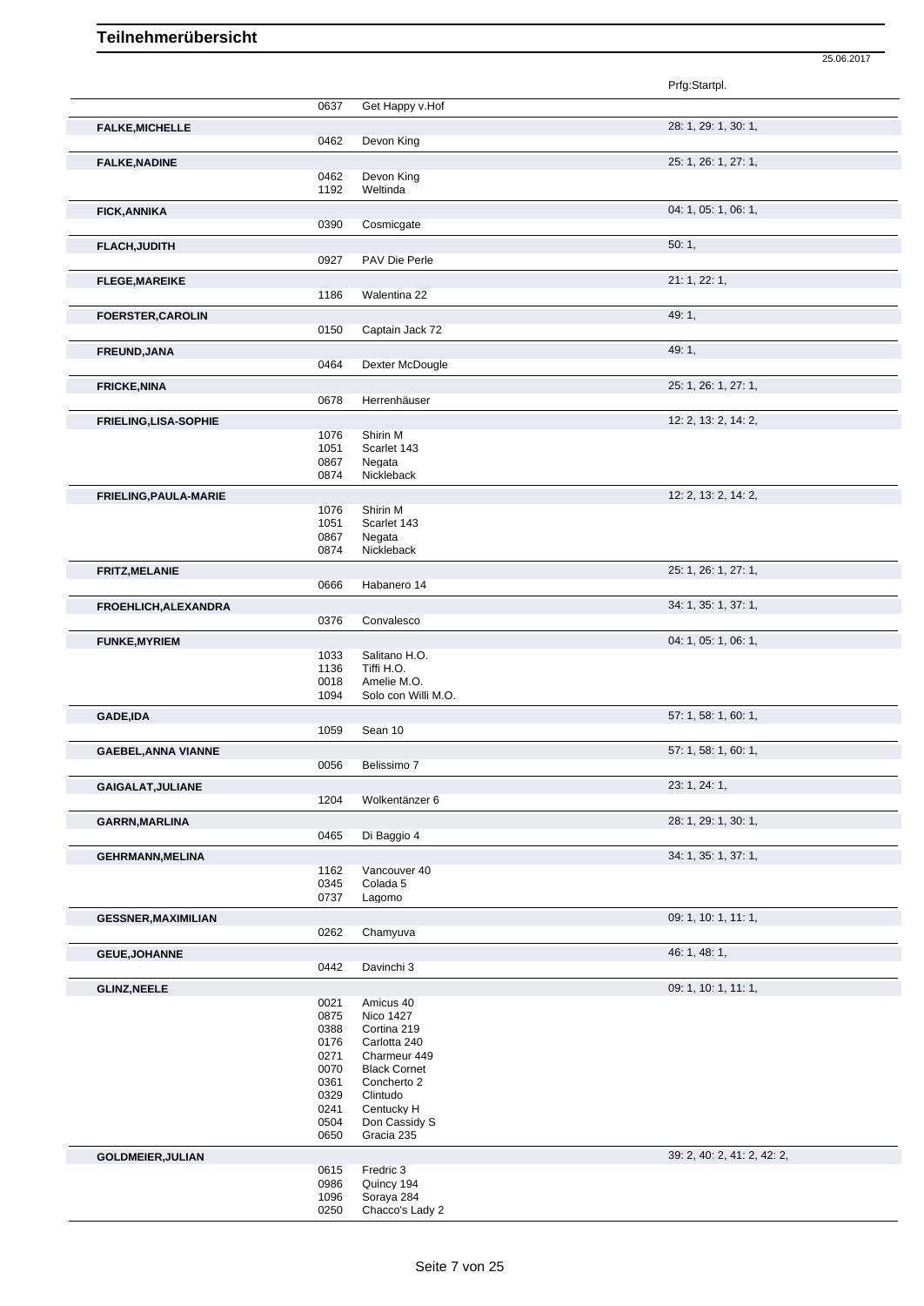# Teilnehmerübersicht

25.06.2017

| Name | Nr. | Pferd | Prfg:Startpl. |
|---|---|---|---|
| | 0637 | Get Happy v.Hof | |
| **FALKE,MICHELLE** | | | 28: 1, 29: 1, 30: 1, |
| | 0462 | Devon King | |
| **FALKE,NADINE** | | | 25: 1, 26: 1, 27: 1, |
| | 0462 | Devon King | |
| | 1192 | Weltinda | |
| **FICK,ANNIKA** | | | 04: 1, 05: 1, 06: 1, |
| | 0390 | Cosmicgate | |
| **FLACH,JUDITH** | | | 50: 1, |
| | 0927 | PAV Die Perle | |
| **FLEGE,MAREIKE** | | | 21: 1, 22: 1, |
| | 1186 | Walentina 22 | |
| **FOERSTER,CAROLIN** | | | 49: 1, |
| | 0150 | Captain Jack 72 | |
| **FREUND,JANA** | | | 49: 1, |
| | 0464 | Dexter McDougle | |
| **FRICKE,NINA** | | | 25: 1, 26: 1, 27: 1, |
| | 0678 | Herrenhäuser | |
| **FRIELING,LISA-SOPHIE** | | | 12: 2, 13: 2, 14: 2, |
| | 1076 | Shirin M | |
| | 1051 | Scarlet 143 | |
| | 0867 | Negata | |
| | 0874 | Nickleback | |
| **FRIELING,PAULA-MARIE** | | | 12: 2, 13: 2, 14: 2, |
| | 1076 | Shirin M | |
| | 1051 | Scarlet 143 | |
| | 0867 | Negata | |
| | 0874 | Nickleback | |
| **FRITZ,MELANIE** | | | 25: 1, 26: 1, 27: 1, |
| | 0666 | Habanero 14 | |
| **FROEHLICH,ALEXANDRA** | | | 34: 1, 35: 1, 37: 1, |
| | 0376 | Convalesco | |
| **FUNKE,MYRIEM** | | | 04: 1, 05: 1, 06: 1, |
| | 1033 | Salitano H.O. | |
| | 1136 | Tiffi H.O. | |
| | 0018 | Amelie M.O. | |
| | 1094 | Solo con Willi M.O. | |
| **GADE,IDA** | | | 57: 1, 58: 1, 60: 1, |
| | 1059 | Sean 10 | |
| **GAEBEL,ANNA VIANNE** | | | 57: 1, 58: 1, 60: 1, |
| | 0056 | Belissimo 7 | |
| **GAIGALAT,JULIANE** | | | 23: 1, 24: 1, |
| | 1204 | Wolkentänzer 6 | |
| **GARRN,MARLINA** | | | 28: 1, 29: 1, 30: 1, |
| | 0465 | Di Baggio 4 | |
| **GEHRMANN,MELINA** | | | 34: 1, 35: 1, 37: 1, |
| | 1162 | Vancouver 40 | |
| | 0345 | Colada 5 | |
| | 0737 | Lagomo | |
| **GESSNER,MAXIMILIAN** | | | 09: 1, 10: 1, 11: 1, |
| | 0262 | Chamyuva | |
| **GEUE,JOHANNE** | | | 46: 1, 48: 1, |
| | 0442 | Davinchi 3 | |
| **GLINZ,NEELE** | | | 09: 1, 10: 1, 11: 1, |
| | 0021 | Amicus 40 | |
| | 0875 | Nico 1427 | |
| | 0388 | Cortina 219 | |
| | 0176 | Carlotta 240 | |
| | 0271 | Charmeur 449 | |
| | 0070 | Black Cornet | |
| | 0361 | Concherto 2 | |
| | 0329 | Clintudo | |
| | 0241 | Centucky H | |
| | 0504 | Don Cassidy S | |
| | 0650 | Gracia 235 | |
| **GOLDMEIER,JULIAN** | | | 39: 2, 40: 2, 41: 2, 42: 2, |
| | 0615 | Fredric 3 | |
| | 0986 | Quincy 194 | |
| | 1096 | Soraya 284 | |
| | 0250 | Chacco's Lady 2 | |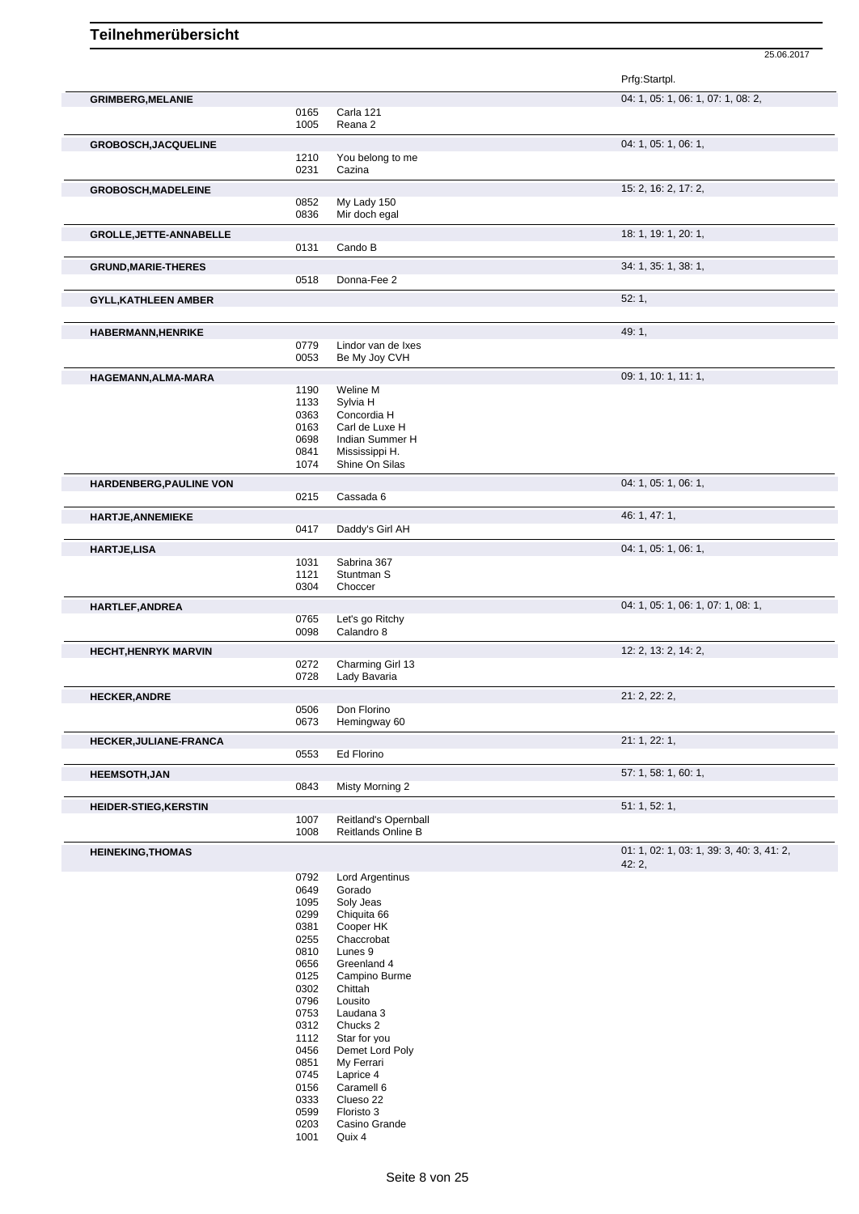# Teilnehmerübersicht

25.06.2017

| Name | Nr. | Pferd | Prfg:Startpl. |
|---|---|---|---|
| **GRIMBERG,MELANIE** | | | 04: 1, 05: 1, 06: 1, 07: 1, 08: 2, |
| | 0165 | Carla 121 | |
| | 1005 | Reana 2 | |
| **GROBOSCH,JACQUELINE** | | | 04: 1, 05: 1, 06: 1, |
| | 1210 | You belong to me | |
| | 0231 | Cazina | |
| **GROBOSCH,MADELEINE** | | | 15: 2, 16: 2, 17: 2, |
| | 0852 | My Lady 150 | |
| | 0836 | Mir doch egal | |
| **GROLLE,JETTE-ANNABELLE** | | | 18: 1, 19: 1, 20: 1, |
| | 0131 | Cando B | |
| **GRUND,MARIE-THERES** | | | 34: 1, 35: 1, 38: 1, |
| | 0518 | Donna-Fee 2 | |
| **GYLL,KATHLEEN AMBER** | | | 52: 1, |
| **HABERMANN,HENRIKE** | | | 49: 1, |
| | 0779 | Lindor van de Ixes | |
| | 0053 | Be My Joy CVH | |
| **HAGEMANN,ALMA-MARA** | | | 09: 1, 10: 1, 11: 1, |
| | 1190 | Weline M | |
| | 1133 | Sylvia H | |
| | 0363 | Concordia H | |
| | 0163 | Carl de Luxe H | |
| | 0698 | Indian Summer H | |
| | 0841 | Mississippi H. | |
| | 1074 | Shine On Silas | |
| **HARDENBERG,PAULINE VON** | | | 04: 1, 05: 1, 06: 1, |
| | 0215 | Cassada 6 | |
| **HARTJE,ANNEMIEKE** | | | 46: 1, 47: 1, |
| | 0417 | Daddy's Girl AH | |
| **HARTJE,LISA** | | | 04: 1, 05: 1, 06: 1, |
| | 1031 | Sabrina 367 | |
| | 1121 | Stuntman S | |
| | 0304 | Choccer | |
| **HARTLEF,ANDREA** | | | 04: 1, 05: 1, 06: 1, 07: 1, 08: 1, |
| | 0765 | Let's go Ritchy | |
| | 0098 | Calandro 8 | |
| **HECHT,HENRYK MARVIN** | | | 12: 2, 13: 2, 14: 2, |
| | 0272 | Charming Girl 13 | |
| | 0728 | Lady Bavaria | |
| **HECKER,ANDRE** | | | 21: 2, 22: 2, |
| | 0506 | Don Florino | |
| | 0673 | Hemingway 60 | |
| **HECKER,JULIANE-FRANCA** | | | 21: 1, 22: 1, |
| | 0553 | Ed Florino | |
| **HEEMSOTH,JAN** | | | 57: 1, 58: 1, 60: 1, |
| | 0843 | Misty Morning 2 | |
| **HEIDER-STIEG,KERSTIN** | | | 51: 1, 52: 1, |
| | 1007 | Reitland's Opernball | |
| | 1008 | Reitlands Online B | |
| **HEINEKING,THOMAS** | | | 01: 1, 02: 1, 03: 1, 39: 3, 40: 3, 41: 2, 42: 2, |
| | 0792 | Lord Argentinus | |
| | 0649 | Gorado | |
| | 1095 | Soly Jeas | |
| | 0299 | Chiquita 66 | |
| | 0381 | Cooper HK | |
| | 0255 | Chaccrobat | |
| | 0810 | Lunes 9 | |
| | 0656 | Greenland 4 | |
| | 0125 | Campino Burme | |
| | 0302 | Chittah | |
| | 0796 | Lousito | |
| | 0753 | Laudana 3 | |
| | 0312 | Chucks 2 | |
| | 1112 | Star for you | |
| | 0456 | Demet Lord Poly | |
| | 0851 | My Ferrari | |
| | 0745 | Laprice 4 | |
| | 0156 | Caramell 6 | |
| | 0333 | Clueso 22 | |
| | 0599 | Floristo 3 | |
| | 0203 | Casino Grande | |
| | 1001 | Quix 4 | |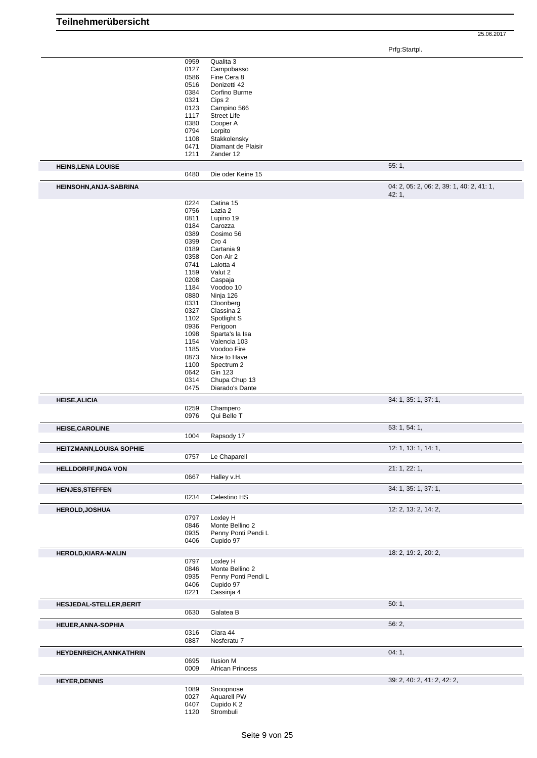# Teilnehmerübersicht

25.06.2017

| Teilnehmer | Nr. | Pferd | Prfg:Startpl. |
|---|---|---|---|
| | 0959 | Qualita 3 | |
| | 0127 | Campobasso | |
| | 0586 | Fine Cera 8 | |
| | 0516 | Donizetti 42 | |
| | 0384 | Corfino Burme | |
| | 0321 | Cips 2 | |
| | 0123 | Campino 566 | |
| | 1117 | Street Life | |
| | 0380 | Cooper A | |
| | 0794 | Lorpito | |
| | 1108 | Stakkolensky | |
| | 0471 | Diamant de Plaisir | |
| | 1211 | Zander 12 | |
| **HEINS,LENA LOUISE** | | | 55: 1, |
| | 0480 | Die oder Keine 15 | |
| **HEINSOHN,ANJA-SABRINA** | | | 04: 2, 05: 2, 06: 2, 39: 1, 40: 2, 41: 1, 42: 1, |
| | 0224 | Catina 15 | |
| | 0756 | Lazia 2 | |
| | 0811 | Lupino 19 | |
| | 0184 | Carozza | |
| | 0389 | Cosimo 56 | |
| | 0399 | Cro 4 | |
| | 0189 | Cartania 9 | |
| | 0358 | Con-Air 2 | |
| | 0741 | Lalotta 4 | |
| | 1159 | Valut 2 | |
| | 0208 | Caspaja | |
| | 1184 | Voodoo 10 | |
| | 0880 | Ninja 126 | |
| | 0331 | Cloonberg | |
| | 0327 | Classina 2 | |
| | 1102 | Spotlight S | |
| | 0936 | Perigoon | |
| | 1098 | Sparta's la Isa | |
| | 1154 | Valencia 103 | |
| | 1185 | Voodoo Fire | |
| | 0873 | Nice to Have | |
| | 1100 | Spectrum 2 | |
| | 0642 | Gin 123 | |
| | 0314 | Chupa Chup 13 | |
| | 0475 | Diarado's Dante | |
| **HEISE,ALICIA** | | | 34: 1, 35: 1, 37: 1, |
| | 0259 | Champero | |
| | 0976 | Qui Belle T | |
| **HEISE,CAROLINE** | | | 53: 1, 54: 1, |
| | 1004 | Rapsody 17 | |
| **HEITZMANN,LOUISA SOPHIE** | | | 12: 1, 13: 1, 14: 1, |
| | 0757 | Le Chaparell | |
| **HELLDORFF,INGA VON** | | | 21: 1, 22: 1, |
| | 0667 | Halley v.H. | |
| **HENJES,STEFFEN** | | | 34: 1, 35: 1, 37: 1, |
| | 0234 | Celestino HS | |
| **HEROLD,JOSHUA** | | | 12: 2, 13: 2, 14: 2, |
| | 0797 | Loxley H | |
| | 0846 | Monte Bellino 2 | |
| | 0935 | Penny Ponti Pendi L | |
| | 0406 | Cupido 97 | |
| **HEROLD,KIARA-MALIN** | | | 18: 2, 19: 2, 20: 2, |
| | 0797 | Loxley H | |
| | 0846 | Monte Bellino 2 | |
| | 0935 | Penny Ponti Pendi L | |
| | 0406 | Cupido 97 | |
| | 0221 | Cassinja 4 | |
| **HESJEDAL-STELLER,BERIT** | | | 50: 1, |
| | 0630 | Galatea B | |
| **HEUER,ANNA-SOPHIA** | | | 56: 2, |
| | 0316 | Ciara 44 | |
| | 0887 | Nosferatu 7 | |
| **HEYDENREICH,ANNKATHRIN** | | | 04: 1, |
| | 0695 | Ilusion M | |
| | 0009 | African Princess | |
| **HEYER,DENNIS** | | | 39: 2, 40: 2, 41: 2, 42: 2, |
| | 1089 | Snoopnose | |
| | 0027 | Aquarell PW | |
| | 0407 | Cupido K 2 | |
| | 1120 | Strombuli | |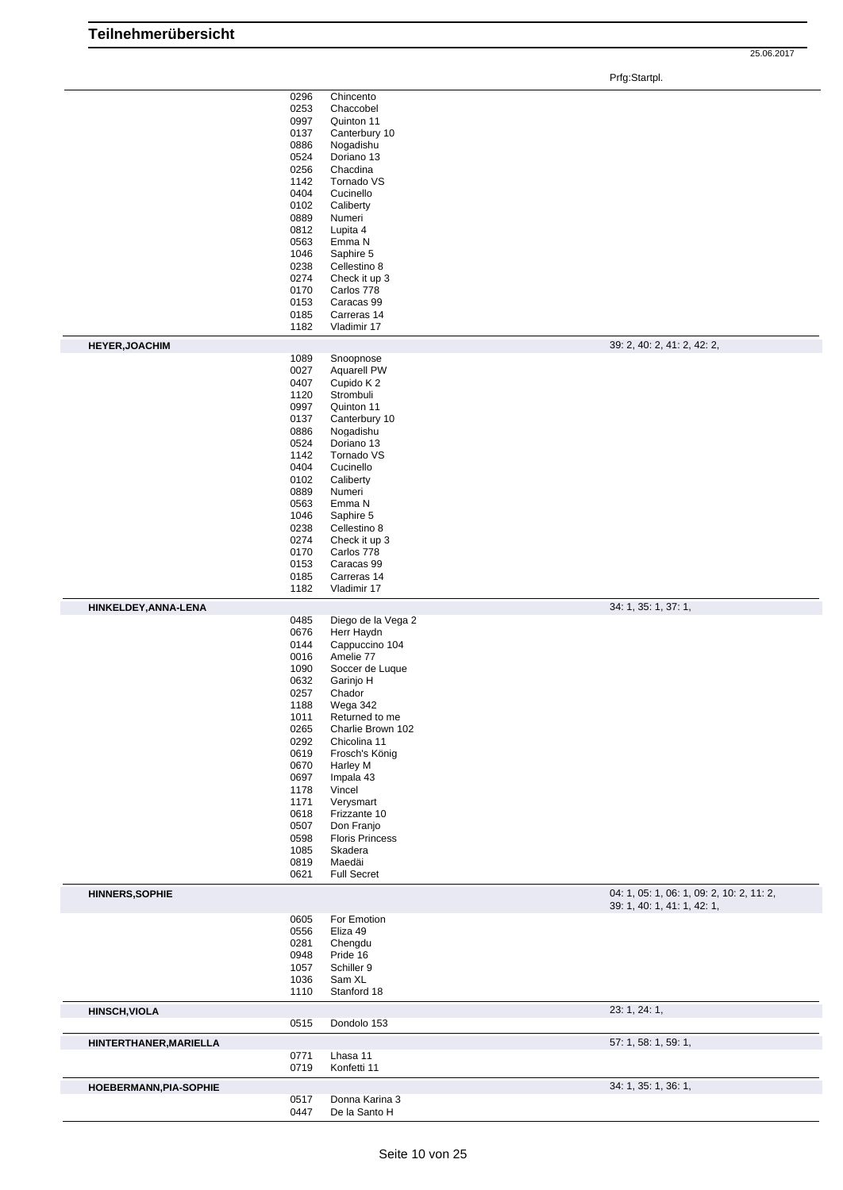# Teilnehmerübersicht

25.06.2017

| | | | Prfg:Startpl. |
|---|---|---|---|
| | 0296 | Chincento | |
| | 0253 | Chaccobel | |
| | 0997 | Quinton 11 | |
| | 0137 | Canterbury 10 | |
| | 0886 | Nogadishu | |
| | 0524 | Doriano 13 | |
| | 0256 | Chacdina | |
| | 1142 | Tornado VS | |
| | 0404 | Cucinello | |
| | 0102 | Caliberty | |
| | 0889 | Numeri | |
| | 0812 | Lupita 4 | |
| | 0563 | Emma N | |
| | 1046 | Saphire 5 | |
| | 0238 | Cellestino 8 | |
| | 0274 | Check it up 3 | |
| | 0170 | Carlos 778 | |
| | 0153 | Caracas 99 | |
| | 0185 | Carreras 14 | |
| | 1182 | Vladimir 17 | |
| **HEYER,JOACHIM** | | | 39: 2, 40: 2, 41: 2, 42: 2, |
| | 1089 | Snoopnose | |
| | 0027 | Aquarell PW | |
| | 0407 | Cupido K 2 | |
| | 1120 | Strombuli | |
| | 0997 | Quinton 11 | |
| | 0137 | Canterbury 10 | |
| | 0886 | Nogadishu | |
| | 0524 | Doriano 13 | |
| | 1142 | Tornado VS | |
| | 0404 | Cucinello | |
| | 0102 | Caliberty | |
| | 0889 | Numeri | |
| | 0563 | Emma N | |
| | 1046 | Saphire 5 | |
| | 0238 | Cellestino 8 | |
| | 0274 | Check it up 3 | |
| | 0170 | Carlos 778 | |
| | 0153 | Caracas 99 | |
| | 0185 | Carreras 14 | |
| | 1182 | Vladimir 17 | |
| **HINKELDEY,ANNA-LENA** | | | 34: 1, 35: 1, 37: 1, |
| | 0485 | Diego de la Vega 2 | |
| | 0676 | Herr Haydn | |
| | 0144 | Cappuccino 104 | |
| | 0016 | Amelie 77 | |
| | 1090 | Soccer de Luque | |
| | 0632 | Garinjo H | |
| | 0257 | Chador | |
| | 1188 | Wega 342 | |
| | 1011 | Returned to me | |
| | 0265 | Charlie Brown 102 | |
| | 0292 | Chicolina 11 | |
| | 0619 | Frosch's König | |
| | 0670 | Harley M | |
| | 0697 | Impala 43 | |
| | 1178 | Vincel | |
| | 1171 | Verysmart | |
| | 0618 | Frizzante 10 | |
| | 0507 | Don Franjo | |
| | 0598 | Floris Princess | |
| | 1085 | Skadera | |
| | 0819 | Maedäi | |
| | 0621 | Full Secret | |
| **HINNERS,SOPHIE** | | | 04: 1, 05: 1, 06: 1, 09: 2, 10: 2, 11: 2, 39: 1, 40: 1, 41: 1, 42: 1, |
| | 0605 | For Emotion | |
| | 0556 | Eliza 49 | |
| | 0281 | Chengdu | |
| | 0948 | Pride 16 | |
| | 1057 | Schiller 9 | |
| | 1036 | Sam XL | |
| | 1110 | Stanford 18 | |
| **HINSCH,VIOLA** | | | 23: 1, 24: 1, |
| | 0515 | Dondolo 153 | |
| **HINTERTHANER,MARIELLA** | | | 57: 1, 58: 1, 59: 1, |
| | 0771 | Lhasa 11 | |
| | 0719 | Konfetti 11 | |
| **HOEBERMANN,PIA-SOPHIE** | | | 34: 1, 35: 1, 36: 1, |
| | 0517 | Donna Karina 3 | |
| | 0447 | De la Santo H | |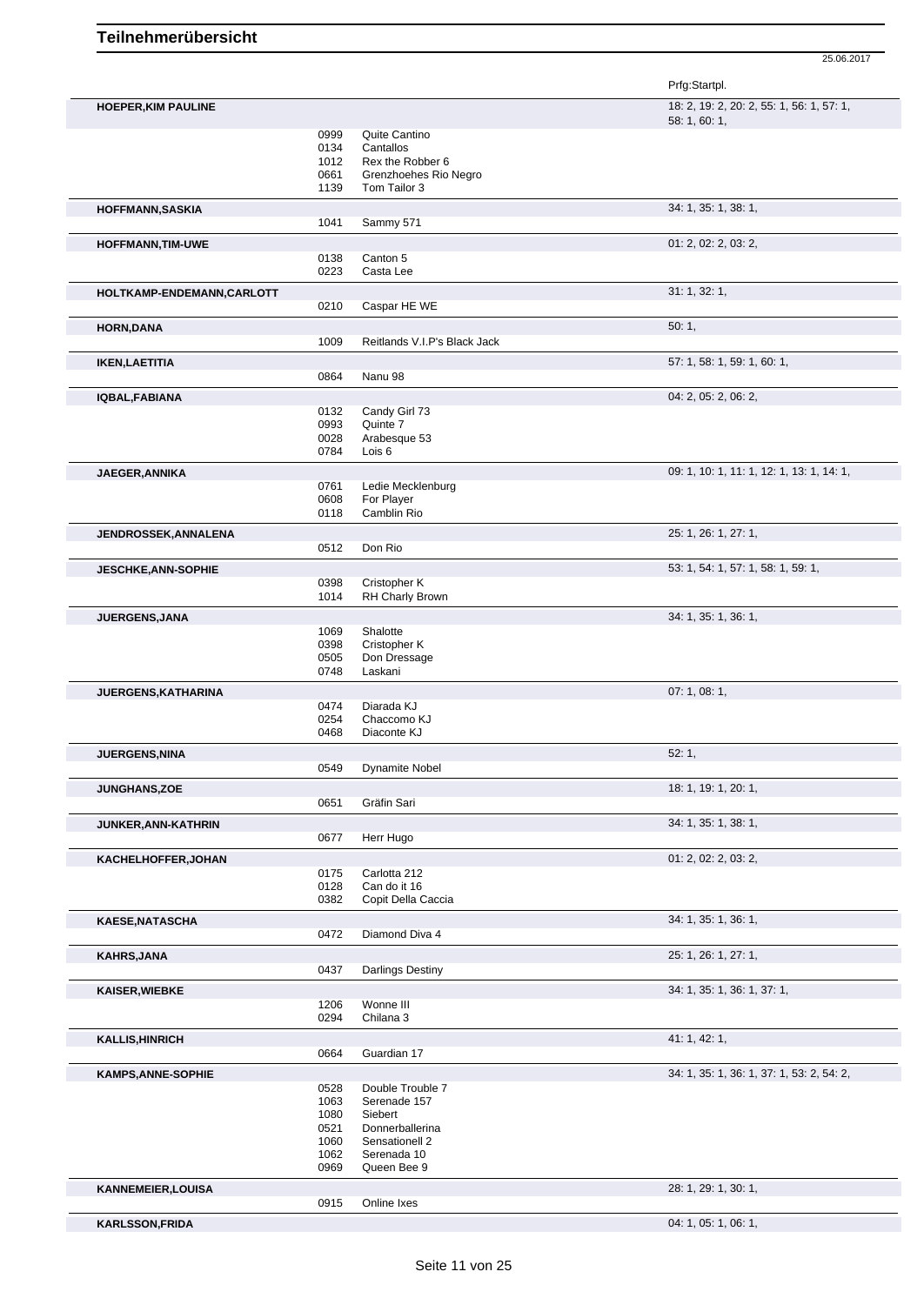# Teilnehmerübersicht

25.06.2017

| Name | Nr. | Pferd | Prfg:Startpl. |
|---|---|---|---|
| **HOEPER,KIM PAULINE** | | | 18: 2, 19: 2, 20: 2, 55: 1, 56: 1, 57: 1, 58: 1, 60: 1, |
| | 0999 | Quite Cantino | |
| | 0134 | Cantallos | |
| | 1012 | Rex the Robber 6 | |
| | 0661 | Grenzhoehes Rio Negro | |
| | 1139 | Tom Tailor 3 | |
| **HOFFMANN,SASKIA** | | | 34: 1, 35: 1, 38: 1, |
| | 1041 | Sammy 571 | |
| **HOFFMANN,TIM-UWE** | | | 01: 2, 02: 2, 03: 2, |
| | 0138 | Canton 5 | |
| | 0223 | Casta Lee | |
| **HOLTKAMP-ENDEMANN,CARLOTT** | | | 31: 1, 32: 1, |
| | 0210 | Caspar HE WE | |
| **HORN,DANA** | | | 50: 1, |
| | 1009 | Reitlands V.I.P's Black Jack | |
| **IKEN,LAETITIA** | | | 57: 1, 58: 1, 59: 1, 60: 1, |
| | 0864 | Nanu 98 | |
| **IQBAL,FABIANA** | | | 04: 2, 05: 2, 06: 2, |
| | 0132 | Candy Girl 73 | |
| | 0993 | Quinte 7 | |
| | 0028 | Arabesque 53 | |
| | 0784 | Lois 6 | |
| **JAEGER,ANNIKA** | | | 09: 1, 10: 1, 11: 1, 12: 1, 13: 1, 14: 1, |
| | 0761 | Ledie Mecklenburg | |
| | 0608 | For Player | |
| | 0118 | Camblin Rio | |
| **JENDROSSEK,ANNALENA** | | | 25: 1, 26: 1, 27: 1, |
| | 0512 | Don Rio | |
| **JESCHKE,ANN-SOPHIE** | | | 53: 1, 54: 1, 57: 1, 58: 1, 59: 1, |
| | 0398 | Cristopher K | |
| | 1014 | RH Charly Brown | |
| **JUERGENS,JANA** | | | 34: 1, 35: 1, 36: 1, |
| | 1069 | Shalotte | |
| | 0398 | Cristopher K | |
| | 0505 | Don Dressage | |
| | 0748 | Laskani | |
| **JUERGENS,KATHARINA** | | | 07: 1, 08: 1, |
| | 0474 | Diarada KJ | |
| | 0254 | Chaccomo KJ | |
| | 0468 | Diaconte KJ | |
| **JUERGENS,NINA** | | | 52: 1, |
| | 0549 | Dynamite Nobel | |
| **JUNGHANS,ZOE** | | | 18: 1, 19: 1, 20: 1, |
| | 0651 | Gräfin Sari | |
| **JUNKER,ANN-KATHRIN** | | | 34: 1, 35: 1, 38: 1, |
| | 0677 | Herr Hugo | |
| **KACHELHOFFER,JOHAN** | | | 01: 2, 02: 2, 03: 2, |
| | 0175 | Carlotta 212 | |
| | 0128 | Can do it 16 | |
| | 0382 | Copit Della Caccia | |
| **KAESE,NATASCHA** | | | 34: 1, 35: 1, 36: 1, |
| | 0472 | Diamond Diva 4 | |
| **KAHRS,JANA** | | | 25: 1, 26: 1, 27: 1, |
| | 0437 | Darlings Destiny | |
| **KAISER,WIEBKE** | | | 34: 1, 35: 1, 36: 1, 37: 1, |
| | 1206 | Wonne III | |
| | 0294 | Chilana 3 | |
| **KALLIS,HINRICH** | | | 41: 1, 42: 1, |
| | 0664 | Guardian 17 | |
| **KAMPS,ANNE-SOPHIE** | | | 34: 1, 35: 1, 36: 1, 37: 1, 53: 2, 54: 2, |
| | 0528 | Double Trouble 7 | |
| | 1063 | Serenade 157 | |
| | 1080 | Siebert | |
| | 0521 | Donnerballerina | |
| | 1060 | Sensationell 2 | |
| | 1062 | Serenada 10 | |
| | 0969 | Queen Bee 9 | |
| **KANNEMEIER,LOUISA** | | | 28: 1, 29: 1, 30: 1, |
| | 0915 | Online Ixes | |
| **KARLSSON,FRIDA** | | | 04: 1, 05: 1, 06: 1, |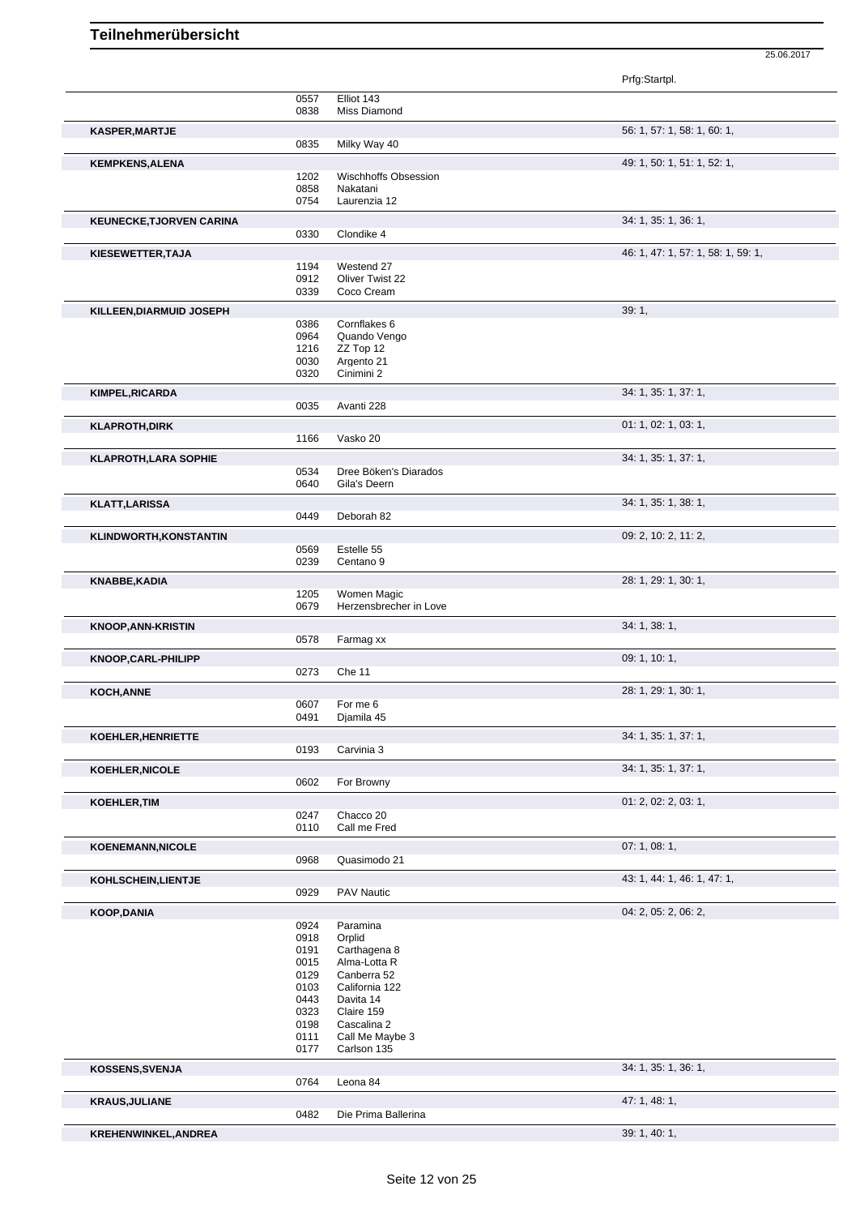# Teilnehmerübersicht

25.06.2017

| Name | Nr. | Pferd | Prfg:Startpl. |
|---|---|---|---|
| | 0557 | Elliot 143 | |
| | 0838 | Miss Diamond | |
| **KASPER,MARTJE** | | | 56: 1, 57: 1, 58: 1, 60: 1, |
| | 0835 | Milky Way 40 | |
| **KEMPKENS,ALENA** | | | 49: 1, 50: 1, 51: 1, 52: 1, |
| | 1202 | Wischhoffs Obsession | |
| | 0858 | Nakatani | |
| | 0754 | Laurenzia 12 | |
| **KEUNECKE,TJORVEN CARINA** | | | 34: 1, 35: 1, 36: 1, |
| | 0330 | Clondike 4 | |
| **KIESEWETTER,TAJA** | | | 46: 1, 47: 1, 57: 1, 58: 1, 59: 1, |
| | 1194 | Westend 27 | |
| | 0912 | Oliver Twist 22 | |
| | 0339 | Coco Cream | |
| **KILLEEN,DIARMUID JOSEPH** | | | 39: 1, |
| | 0386 | Cornflakes 6 | |
| | 0964 | Quando Vengo | |
| | 1216 | ZZ Top 12 | |
| | 0030 | Argento 21 | |
| | 0320 | Cinimini 2 | |
| **KIMPEL,RICARDA** | | | 34: 1, 35: 1, 37: 1, |
| | 0035 | Avanti 228 | |
| **KLAPROTH,DIRK** | | | 01: 1, 02: 1, 03: 1, |
| | 1166 | Vasko 20 | |
| **KLAPROTH,LARA SOPHIE** | | | 34: 1, 35: 1, 37: 1, |
| | 0534 | Dree Böken's Diarados | |
| | 0640 | Gila's Deern | |
| **KLATT,LARISSA** | | | 34: 1, 35: 1, 38: 1, |
| | 0449 | Deborah 82 | |
| **KLINDWORTH,KONSTANTIN** | | | 09: 2, 10: 2, 11: 2, |
| | 0569 | Estelle 55 | |
| | 0239 | Centano 9 | |
| **KNABBE,KADIA** | | | 28: 1, 29: 1, 30: 1, |
| | 1205 | Women Magic | |
| | 0679 | Herzensbrecher in Love | |
| **KNOOP,ANN-KRISTIN** | | | 34: 1, 38: 1, |
| | 0578 | Farmag xx | |
| **KNOOP,CARL-PHILIPP** | | | 09: 1, 10: 1, |
| | 0273 | Che 11 | |
| **KOCH,ANNE** | | | 28: 1, 29: 1, 30: 1, |
| | 0607 | For me 6 | |
| | 0491 | Djamila 45 | |
| **KOEHLER,HENRIETTE** | | | 34: 1, 35: 1, 37: 1, |
| | 0193 | Carvinia 3 | |
| **KOEHLER,NICOLE** | | | 34: 1, 35: 1, 37: 1, |
| | 0602 | For Browny | |
| **KOEHLER,TIM** | | | 01: 2, 02: 2, 03: 1, |
| | 0247 | Chacco 20 | |
| | 0110 | Call me Fred | |
| **KOENEMANN,NICOLE** | | | 07: 1, 08: 1, |
| | 0968 | Quasimodo 21 | |
| **KOHLSCHEIN,LIENTJE** | | | 43: 1, 44: 1, 46: 1, 47: 1, |
| | 0929 | PAV Nautic | |
| **KOOP,DANIA** | | | 04: 2, 05: 2, 06: 2, |
| | 0924 | Paramina | |
| | 0918 | Orplid | |
| | 0191 | Carthagena 8 | |
| | 0015 | Alma-Lotta R | |
| | 0129 | Canberra 52 | |
| | 0103 | California 122 | |
| | 0443 | Davita 14 | |
| | 0323 | Claire 159 | |
| | 0198 | Cascalina 2 | |
| | 0111 | Call Me Maybe 3 | |
| | 0177 | Carlson 135 | |
| **KOSSENS,SVENJA** | | | 34: 1, 35: 1, 36: 1, |
| | 0764 | Leona 84 | |
| **KRAUS,JULIANE** | | | 47: 1, 48: 1, |
| | 0482 | Die Prima Ballerina | |
| **KREHENWINKEL,ANDREA** | | | 39: 1, 40: 1, |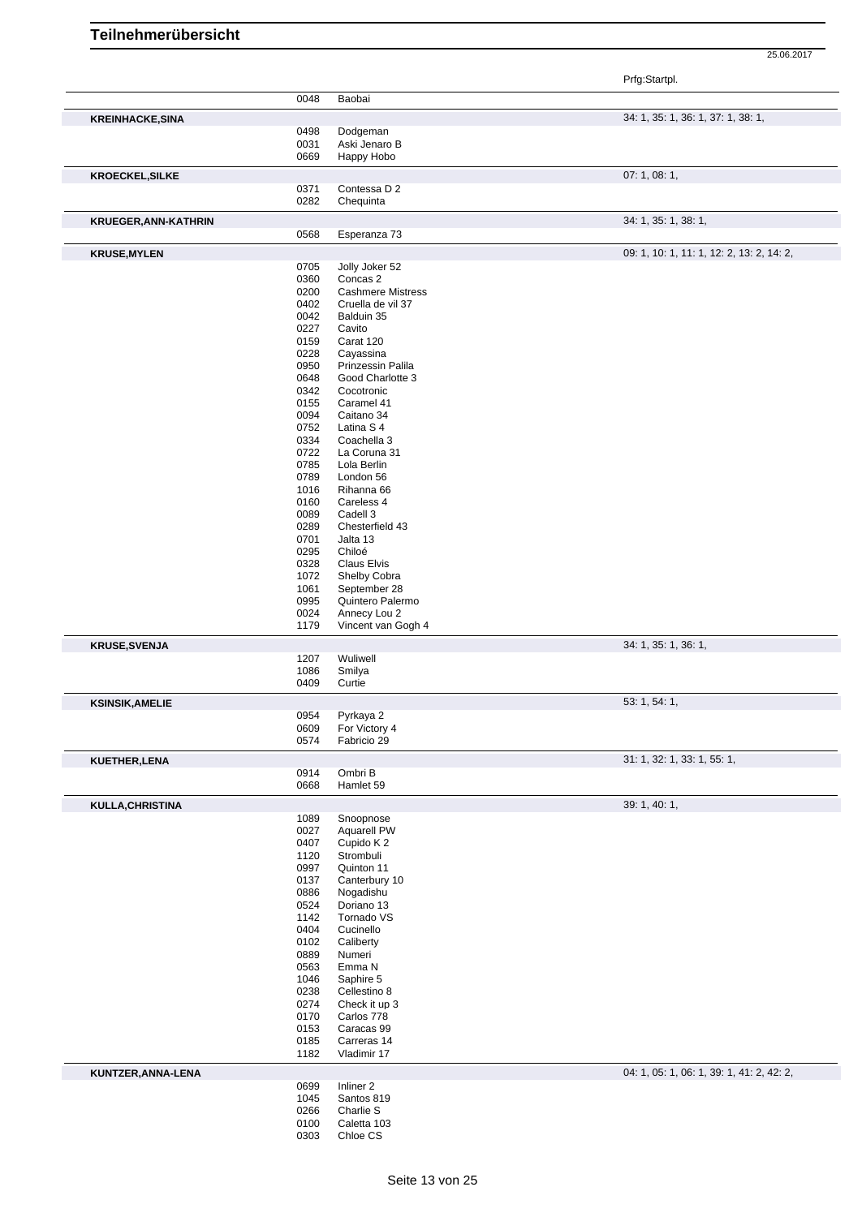# Teilnehmerübersicht

25.06.2017

| Name | Nr. | Pferd | Prfg:Startpl. |
|---|---|---|---|
| | 0048 | Baobai | |
| **KREINHACKE,SINA** | | | 34: 1, 35: 1, 36: 1, 37: 1, 38: 1, |
| | 0498 | Dodgeman | |
| | 0031 | Aski Jenaro B | |
| | 0669 | Happy Hobo | |
| **KROECKEL,SILKE** | | | 07: 1, 08: 1, |
| | 0371 | Contessa D 2 | |
| | 0282 | Chequinta | |
| **KRUEGER,ANN-KATHRIN** | | | 34: 1, 35: 1, 38: 1, |
| | 0568 | Esperanza 73 | |
| **KRUSE,MYLEN** | | | 09: 1, 10: 1, 11: 1, 12: 2, 13: 2, 14: 2, |
| | 0705 | Jolly Joker 52 | |
| | 0360 | Concas 2 | |
| | 0200 | Cashmere Mistress | |
| | 0402 | Cruella de vil 37 | |
| | 0042 | Balduin 35 | |
| | 0227 | Cavito | |
| | 0159 | Carat 120 | |
| | 0228 | Cayassina | |
| | 0950 | Prinzessin Palila | |
| | 0648 | Good Charlotte 3 | |
| | 0342 | Cocotronic | |
| | 0155 | Caramel 41 | |
| | 0094 | Caitano 34 | |
| | 0752 | Latina S 4 | |
| | 0334 | Coachella 3 | |
| | 0722 | La Coruna 31 | |
| | 0785 | Lola Berlin | |
| | 0789 | London 56 | |
| | 1016 | Rihanna 66 | |
| | 0160 | Careless 4 | |
| | 0089 | Cadell 3 | |
| | 0289 | Chesterfield 43 | |
| | 0701 | Jalta 13 | |
| | 0295 | Chiloé | |
| | 0328 | Claus Elvis | |
| | 1072 | Shelby Cobra | |
| | 1061 | September 28 | |
| | 0995 | Quintero Palermo | |
| | 0024 | Annecy Lou 2 | |
| | 1179 | Vincent van Gogh 4 | |
| **KRUSE,SVENJA** | | | 34: 1, 35: 1, 36: 1, |
| | 1207 | Wuliwell | |
| | 1086 | Smilya | |
| | 0409 | Curtie | |
| **KSINSIK,AMELIE** | | | 53: 1, 54: 1, |
| | 0954 | Pyrkaya 2 | |
| | 0609 | For Victory 4 | |
| | 0574 | Fabricio 29 | |
| **KUETHER,LENA** | | | 31: 1, 32: 1, 33: 1, 55: 1, |
| | 0914 | Ombri B | |
| | 0668 | Hamlet 59 | |
| **KULLA,CHRISTINA** | | | 39: 1, 40: 1, |
| | 1089 | Snoopnose | |
| | 0027 | Aquarell PW | |
| | 0407 | Cupido K 2 | |
| | 1120 | Strombuli | |
| | 0997 | Quinton 11 | |
| | 0137 | Canterbury 10 | |
| | 0886 | Nogadishu | |
| | 0524 | Doriano 13 | |
| | 1142 | Tornado VS | |
| | 0404 | Cucinello | |
| | 0102 | Caliberty | |
| | 0889 | Numeri | |
| | 0563 | Emma N | |
| | 1046 | Saphire 5 | |
| | 0238 | Cellestino 8 | |
| | 0274 | Check it up 3 | |
| | 0170 | Carlos 778 | |
| | 0153 | Caracas 99 | |
| | 0185 | Carreras 14 | |
| | 1182 | Vladimir 17 | |
| **KUNTZER,ANNA-LENA** | | | 04: 1, 05: 1, 06: 1, 39: 1, 41: 2, 42: 2, |
| | 0699 | Inliner 2 | |
| | 1045 | Santos 819 | |
| | 0266 | Charlie S | |
| | 0100 | Caletta 103 | |
| | 0303 | Chloe CS | |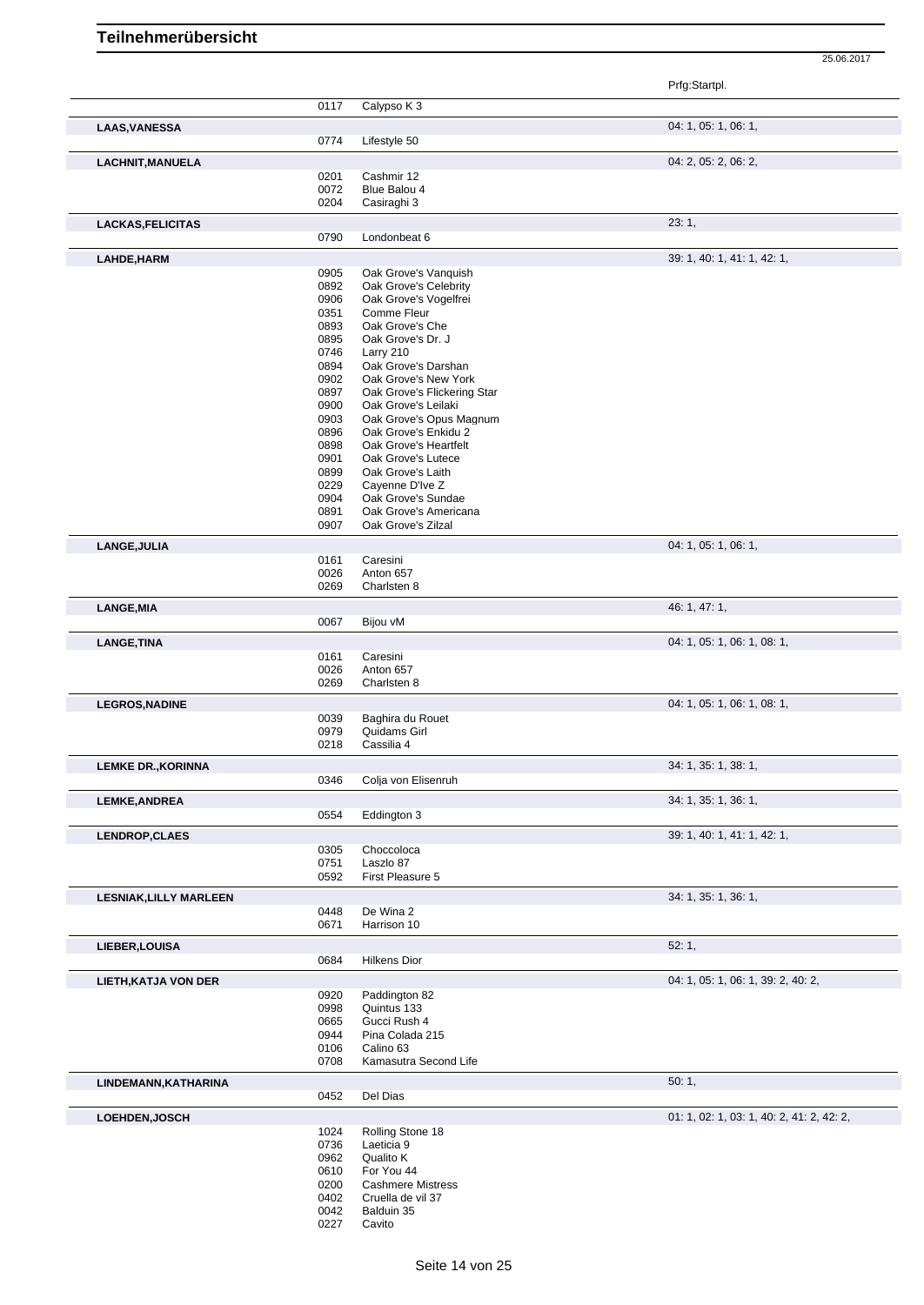# Teilnehmerübersicht

25.06.2017

| | | | Prfg:Startpl. |
|---|---|---|---|
| | 0117 | Calypso K 3 | |
| **LAAS,VANESSA** | | | 04: 1, 05: 1, 06: 1, |
| | 0774 | Lifestyle 50 | |
| **LACHNIT,MANUELA** | | | 04: 2, 05: 2, 06: 2, |
| | 0201 | Cashmir 12 | |
| | 0072 | Blue Balou 4 | |
| | 0204 | Casiraghi 3 | |
| **LACKAS,FELICITAS** | | | 23: 1, |
| | 0790 | Londonbeat 6 | |
| **LAHDE,HARM** | | | 39: 1, 40: 1, 41: 1, 42: 1, |
| | 0905 | Oak Grove's Vanquish | |
| | 0892 | Oak Grove's Celebrity | |
| | 0906 | Oak Grove's Vogelfrei | |
| | 0351 | Comme Fleur | |
| | 0893 | Oak Grove's Che | |
| | 0895 | Oak Grove's Dr. J | |
| | 0746 | Larry 210 | |
| | 0894 | Oak Grove's Darshan | |
| | 0902 | Oak Grove's New York | |
| | 0897 | Oak Grove's Flickering Star | |
| | 0900 | Oak Grove's Leilaki | |
| | 0903 | Oak Grove's Opus Magnum | |
| | 0896 | Oak Grove's Enkidu 2 | |
| | 0898 | Oak Grove's Heartfelt | |
| | 0901 | Oak Grove's Lutece | |
| | 0899 | Oak Grove's Laith | |
| | 0229 | Cayenne D'Ive Z | |
| | 0904 | Oak Grove's Sundae | |
| | 0891 | Oak Grove's Americana | |
| | 0907 | Oak Grove's Zilzal | |
| **LANGE,JULIA** | | | 04: 1, 05: 1, 06: 1, |
| | 0161 | Caresini | |
| | 0026 | Anton 657 | |
| | 0269 | Charlsten 8 | |
| **LANGE,MIA** | | | 46: 1, 47: 1, |
| | 0067 | Bijou vM | |
| **LANGE,TINA** | | | 04: 1, 05: 1, 06: 1, 08: 1, |
| | 0161 | Caresini | |
| | 0026 | Anton 657 | |
| | 0269 | Charlsten 8 | |
| **LEGROS,NADINE** | | | 04: 1, 05: 1, 06: 1, 08: 1, |
| | 0039 | Baghira du Rouet | |
| | 0979 | Quidams Girl | |
| | 0218 | Cassilia 4 | |
| **LEMKE DR.,KORINNA** | | | 34: 1, 35: 1, 38: 1, |
| | 0346 | Colja von Elisenruh | |
| **LEMKE,ANDREA** | | | 34: 1, 35: 1, 36: 1, |
| | 0554 | Eddington 3 | |
| **LENDROP,CLAES** | | | 39: 1, 40: 1, 41: 1, 42: 1, |
| | 0305 | Choccoloca | |
| | 0751 | Laszlo 87 | |
| | 0592 | First Pleasure 5 | |
| **LESNIAK,LILLY MARLEEN** | | | 34: 1, 35: 1, 36: 1, |
| | 0448 | De Wina 2 | |
| | 0671 | Harrison 10 | |
| **LIEBER,LOUISA** | | | 52: 1, |
| | 0684 | Hilkens Dior | |
| **LIETH,KATJA VON DER** | | | 04: 1, 05: 1, 06: 1, 39: 2, 40: 2, |
| | 0920 | Paddington 82 | |
| | 0998 | Quintus 133 | |
| | 0665 | Gucci Rush 4 | |
| | 0944 | Pina Colada 215 | |
| | 0106 | Calino 63 | |
| | 0708 | Kamasutra Second Life | |
| **LINDEMANN,KATHARINA** | | | 50: 1, |
| | 0452 | Del Dias | |
| **LOEHDEN,JOSCH** | | | 01: 1, 02: 1, 03: 1, 40: 2, 41: 2, 42: 2, |
| | 1024 | Rolling Stone 18 | |
| | 0736 | Laeticia 9 | |
| | 0962 | Qualito K | |
| | 0610 | For You 44 | |
| | 0200 | Cashmere Mistress | |
| | 0402 | Cruella de vil 37 | |
| | 0042 | Balduin 35 | |
| | 0227 | Cavito | |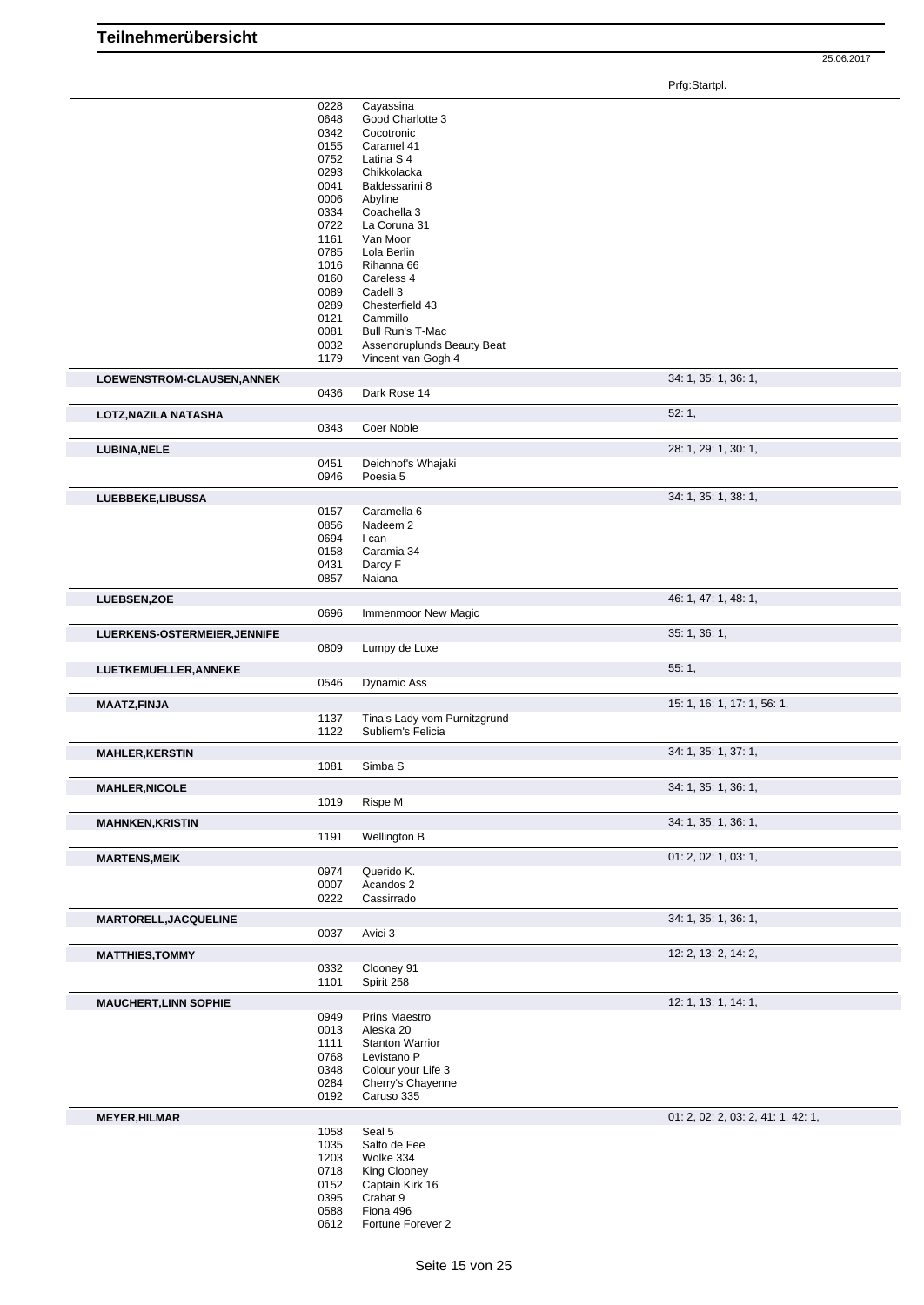# Teilnehmerübersicht

25.06.2017

| | | | Prfg:Startpl. |
|---|---|---|---|
| | 0228 | Cayassina | |
| | 0648 | Good Charlotte 3 | |
| | 0342 | Cocotronic | |
| | 0155 | Caramel 41 | |
| | 0752 | Latina S 4 | |
| | 0293 | Chikkolacka | |
| | 0041 | Baldessarini 8 | |
| | 0006 | Abyline | |
| | 0334 | Coachella 3 | |
| | 0722 | La Coruna 31 | |
| | 1161 | Van Moor | |
| | 0785 | Lola Berlin | |
| | 1016 | Rihanna 66 | |
| | 0160 | Careless 4 | |
| | 0089 | Cadell 3 | |
| | 0289 | Chesterfield 43 | |
| | 0121 | Cammillo | |
| | 0081 | Bull Run's T-Mac | |
| | 0032 | Assendruplunds Beauty Beat | |
| | 1179 | Vincent van Gogh 4 | |
| **LOEWENSTROM-CLAUSEN,ANNEK** | | | 34: 1, 35: 1, 36: 1, |
| | 0436 | Dark Rose 14 | |
| **LOTZ,NAZILA NATASHA** | | | 52: 1, |
| | 0343 | Coer Noble | |
| **LUBINA,NELE** | | | 28: 1, 29: 1, 30: 1, |
| | 0451 | Deichhof's Whajaki | |
| | 0946 | Poesia 5 | |
| **LUEBBEKE,LIBUSSA** | | | 34: 1, 35: 1, 38: 1, |
| | 0157 | Caramella 6 | |
| | 0856 | Nadeem 2 | |
| | 0694 | I can | |
| | 0158 | Caramia 34 | |
| | 0431 | Darcy F | |
| | 0857 | Naiana | |
| **LUEBSEN,ZOE** | | | 46: 1, 47: 1, 48: 1, |
| | 0696 | Immenmoor New Magic | |
| **LUERKENS-OSTERMEIER,JENNIFE** | | | 35: 1, 36: 1, |
| | 0809 | Lumpy de Luxe | |
| **LUETKEMUELLER,ANNEKE** | | | 55: 1, |
| | 0546 | Dynamic Ass | |
| **MAATZ,FINJA** | | | 15: 1, 16: 1, 17: 1, 56: 1, |
| | 1137 | Tina's Lady vom Purnitzgrund | |
| | 1122 | Subliem's Felicia | |
| **MAHLER,KERSTIN** | | | 34: 1, 35: 1, 37: 1, |
| | 1081 | Simba S | |
| **MAHLER,NICOLE** | | | 34: 1, 35: 1, 36: 1, |
| | 1019 | Rispe M | |
| **MAHNKEN,KRISTIN** | | | 34: 1, 35: 1, 36: 1, |
| | 1191 | Wellington B | |
| **MARTENS,MEIK** | | | 01: 2, 02: 1, 03: 1, |
| | 0974 | Querido K. | |
| | 0007 | Acandos 2 | |
| | 0222 | Cassirrado | |
| **MARTORELL,JACQUELINE** | | | 34: 1, 35: 1, 36: 1, |
| | 0037 | Avici 3 | |
| **MATTHIES,TOMMY** | | | 12: 2, 13: 2, 14: 2, |
| | 0332 | Clooney 91 | |
| | 1101 | Spirit 258 | |
| **MAUCHERT,LINN SOPHIE** | | | 12: 1, 13: 1, 14: 1, |
| | 0949 | Prins Maestro | |
| | 0013 | Aleska 20 | |
| | 1111 | Stanton Warrior | |
| | 0768 | Levistano P | |
| | 0348 | Colour your Life 3 | |
| | 0284 | Cherry's Chayenne | |
| | 0192 | Caruso 335 | |
| **MEYER,HILMAR** | | | 01: 2, 02: 2, 03: 2, 41: 1, 42: 1, |
| | 1058 | Seal 5 | |
| | 1035 | Salto de Fee | |
| | 1203 | Wolke 334 | |
| | 0718 | King Clooney | |
| | 0152 | Captain Kirk 16 | |
| | 0395 | Crabat 9 | |
| | 0588 | Fiona 496 | |
| | 0612 | Fortune Forever 2 | |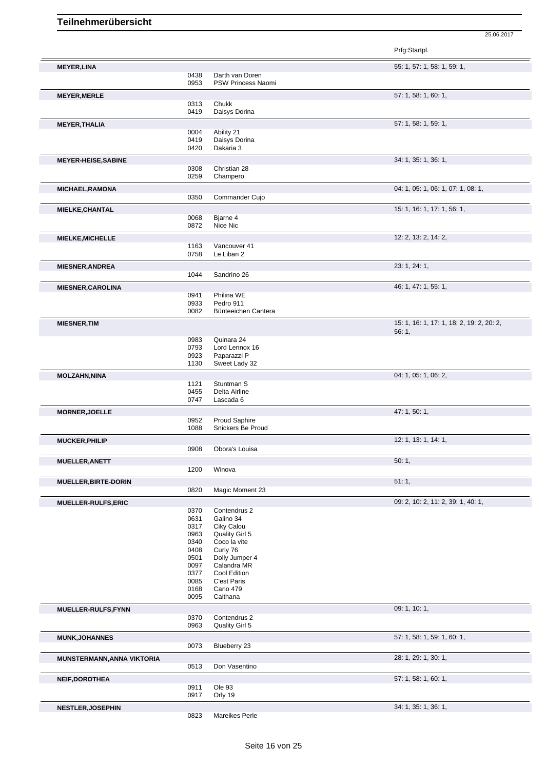# Teilnehmerübersicht

25.06.2017

| Teilnehmer | Nr. | Pferd | Prfg:Startpl. |
|---|---|---|---|
| **MEYER,LINA** | | | 55: 1, 57: 1, 58: 1, 59: 1, |
| | 0438 | Darth van Doren | |
| | 0953 | PSW Princess Naomi | |
| **MEYER,MERLE** | | | 57: 1, 58: 1, 60: 1, |
| | 0313 | Chukk | |
| | 0419 | Daisys Dorina | |
| **MEYER,THALIA** | | | 57: 1, 58: 1, 59: 1, |
| | 0004 | Ability 21 | |
| | 0419 | Daisys Dorina | |
| | 0420 | Dakaria 3 | |
| **MEYER-HEISE,SABINE** | | | 34: 1, 35: 1, 36: 1, |
| | 0308 | Christian 28 | |
| | 0259 | Champero | |
| **MICHAEL,RAMONA** | | | 04: 1, 05: 1, 06: 1, 07: 1, 08: 1, |
| | 0350 | Commander Cujo | |
| **MIELKE,CHANTAL** | | | 15: 1, 16: 1, 17: 1, 56: 1, |
| | 0068 | Bjarne 4 | |
| | 0872 | Nice Nic | |
| **MIELKE,MICHELLE** | | | 12: 2, 13: 2, 14: 2, |
| | 1163 | Vancouver 41 | |
| | 0758 | Le Liban 2 | |
| **MIESNER,ANDREA** | | | 23: 1, 24: 1, |
| | 1044 | Sandrino 26 | |
| **MIESNER,CAROLINA** | | | 46: 1, 47: 1, 55: 1, |
| | 0941 | Philina WE | |
| | 0933 | Pedro 911 | |
| | 0082 | Bünteeichen Cantera | |
| **MIESNER,TIM** | | | 15: 1, 16: 1, 17: 1, 18: 2, 19: 2, 20: 2, 56: 1, |
| | 0983 | Quinara 24 | |
| | 0793 | Lord Lennox 16 | |
| | 0923 | Paparazzi P | |
| | 1130 | Sweet Lady 32 | |
| **MOLZAHN,NINA** | | | 04: 1, 05: 1, 06: 2, |
| | 1121 | Stuntman S | |
| | 0455 | Delta Airline | |
| | 0747 | Lascada 6 | |
| **MORNER,JOELLE** | | | 47: 1, 50: 1, |
| | 0952 | Proud Saphire | |
| | 1088 | Snickers Be Proud | |
| **MUCKER,PHILIP** | | | 12: 1, 13: 1, 14: 1, |
| | 0908 | Obora's Louisa | |
| **MUELLER,ANETT** | | | 50: 1, |
| | 1200 | Winova | |
| **MUELLER,BIRTE-DORIN** | | | 51: 1, |
| | 0820 | Magic Moment 23 | |
| **MUELLER-RULFS,ERIC** | | | 09: 2, 10: 2, 11: 2, 39: 1, 40: 1, |
| | 0370 | Contendrus 2 | |
| | 0631 | Galino 34 | |
| | 0317 | Ciky Calou | |
| | 0963 | Quality Girl 5 | |
| | 0340 | Coco la vite | |
| | 0408 | Curly 76 | |
| | 0501 | Dolly Jumper 4 | |
| | 0097 | Calandra MR | |
| | 0377 | Cool Edition | |
| | 0085 | C'est Paris | |
| | 0168 | Carlo 479 | |
| | 0095 | Caithana | |
| **MUELLER-RULFS,FYNN** | | | 09: 1, 10: 1, |
| | 0370 | Contendrus 2 | |
| | 0963 | Quality Girl 5 | |
| **MUNK,JOHANNES** | | | 57: 1, 58: 1, 59: 1, 60: 1, |
| | 0073 | Blueberry 23 | |
| **MUNSTERMANN,ANNA VIKTORIA** | | | 28: 1, 29: 1, 30: 1, |
| | 0513 | Don Vasentino | |
| **NEIF,DOROTHEA** | | | 57: 1, 58: 1, 60: 1, |
| | 0911 | Ole 93 | |
| | 0917 | Orly 19 | |
| **NESTLER,JOSEPHIN** | | | 34: 1, 35: 1, 36: 1, |
| | 0823 | Mareikes Perle | |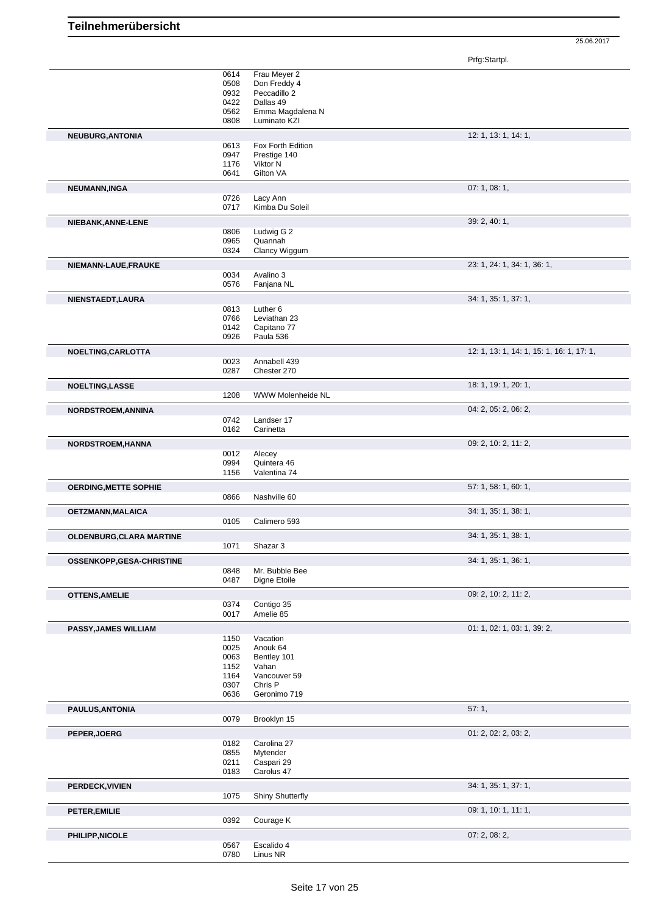# Teilnehmerübersicht

25.06.2017

| Teilnehmer | Nr. | Pferd | Prfg:Startpl. |
|---|---|---|---|
| | 0614 | Frau Meyer 2 | |
| | 0508 | Don Freddy 4 | |
| | 0932 | Peccadillo 2 | |
| | 0422 | Dallas 49 | |
| | 0562 | Emma Magdalena N | |
| | 0808 | Luminato KZI | |
| **NEUBURG,ANTONIA** | | | 12: 1, 13: 1, 14: 1, |
| | 0613 | Fox Forth Edition | |
| | 0947 | Prestige 140 | |
| | 1176 | Viktor N | |
| | 0641 | Gilton VA | |
| **NEUMANN,INGA** | | | 07: 1, 08: 1, |
| | 0726 | Lacy Ann | |
| | 0717 | Kimba Du Soleil | |
| **NIEBANK,ANNE-LENE** | | | 39: 2, 40: 1, |
| | 0806 | Ludwig G 2 | |
| | 0965 | Quannah | |
| | 0324 | Clancy Wiggum | |
| **NIEMANN-LAUE,FRAUKE** | | | 23: 1, 24: 1, 34: 1, 36: 1, |
| | 0034 | Avalino 3 | |
| | 0576 | Fanjana NL | |
| **NIENSTAEDT,LAURA** | | | 34: 1, 35: 1, 37: 1, |
| | 0813 | Luther 6 | |
| | 0766 | Leviathan 23 | |
| | 0142 | Capitano 77 | |
| | 0926 | Paula 536 | |
| **NOELTING,CARLOTTA** | | | 12: 1, 13: 1, 14: 1, 15: 1, 16: 1, 17: 1, |
| | 0023 | Annabell 439 | |
| | 0287 | Chester 270 | |
| **NOELTING,LASSE** | | | 18: 1, 19: 1, 20: 1, |
| | 1208 | WWW Molenheide NL | |
| **NORDSTROEM,ANNINA** | | | 04: 2, 05: 2, 06: 2, |
| | 0742 | Landser 17 | |
| | 0162 | Carinetta | |
| **NORDSTROEM,HANNA** | | | 09: 2, 10: 2, 11: 2, |
| | 0012 | Alecey | |
| | 0994 | Quintera 46 | |
| | 1156 | Valentina 74 | |
| **OERDING,METTE SOPHIE** | | | 57: 1, 58: 1, 60: 1, |
| | 0866 | Nashville 60 | |
| **OETZMANN,MALAICA** | | | 34: 1, 35: 1, 38: 1, |
| | 0105 | Calimero 593 | |
| **OLDENBURG,CLARA MARTINE** | | | 34: 1, 35: 1, 38: 1, |
| | 1071 | Shazar 3 | |
| **OSSENKOPP,GESA-CHRISTINE** | | | 34: 1, 35: 1, 36: 1, |
| | 0848 | Mr. Bubble Bee | |
| | 0487 | Digne Etoile | |
| **OTTENS,AMELIE** | | | 09: 2, 10: 2, 11: 2, |
| | 0374 | Contigo 35 | |
| | 0017 | Amelie 85 | |
| **PASSY,JAMES WILLIAM** | | | 01: 1, 02: 1, 03: 1, 39: 2, |
| | 1150 | Vacation | |
| | 0025 | Anouk 64 | |
| | 0063 | Bentley 101 | |
| | 1152 | Vahan | |
| | 1164 | Vancouver 59 | |
| | 0307 | Chris P | |
| | 0636 | Geronimo 719 | |
| **PAULUS,ANTONIA** | | | 57: 1, |
| | 0079 | Brooklyn 15 | |
| **PEPER,JOERG** | | | 01: 2, 02: 2, 03: 2, |
| | 0182 | Carolina 27 | |
| | 0855 | Mytender | |
| | 0211 | Caspari 29 | |
| | 0183 | Carolus 47 | |
| **PERDECK,VIVIEN** | | | 34: 1, 35: 1, 37: 1, |
| | 1075 | Shiny Shutterfly | |
| **PETER,EMILIE** | | | 09: 1, 10: 1, 11: 1, |
| | 0392 | Courage K | |
| **PHILIPP,NICOLE** | | | 07: 2, 08: 2, |
| | 0567 | Escalido 4 | |
| | 0780 | Linus NR | |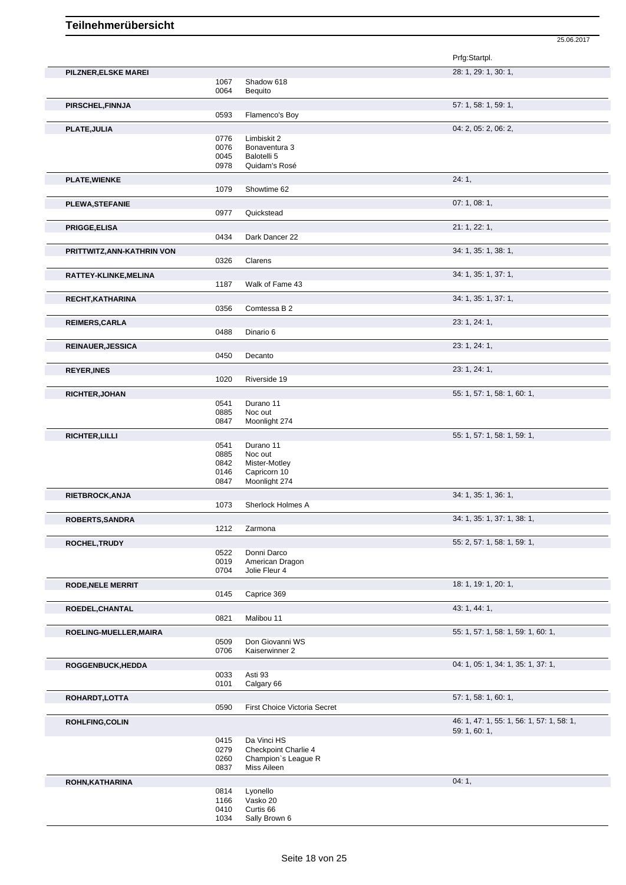# Teilnehmerübersicht

25.06.2017

| Name | Nr. | Pferd | Prfg:Startpl. |
|---|---|---|---|
| **PILZNER,ELSKE MAREI** | | | 28: 1, 29: 1, 30: 1, |
| | 1067 | Shadow 618 | |
| | 0064 | Bequito | |
| **PIRSCHEL,FINNJA** | | | 57: 1, 58: 1, 59: 1, |
| | 0593 | Flamenco's Boy | |
| **PLATE,JULIA** | | | 04: 2, 05: 2, 06: 2, |
| | 0776 | Limbiskit 2 | |
| | 0076 | Bonaventura 3 | |
| | 0045 | Balotelli 5 | |
| | 0978 | Quidam's Rosé | |
| **PLATE,WIENKE** | | | 24: 1, |
| | 1079 | Showtime 62 | |
| **PLEWA,STEFANIE** | | | 07: 1, 08: 1, |
| | 0977 | Quickstead | |
| **PRIGGE,ELISA** | | | 21: 1, 22: 1, |
| | 0434 | Dark Dancer 22 | |
| **PRITTWITZ,ANN-KATHRIN VON** | | | 34: 1, 35: 1, 38: 1, |
| | 0326 | Clarens | |
| **RATTEY-KLINKE,MELINA** | | | 34: 1, 35: 1, 37: 1, |
| | 1187 | Walk of Fame 43 | |
| **RECHT,KATHARINA** | | | 34: 1, 35: 1, 37: 1, |
| | 0356 | Comtessa B 2 | |
| **REIMERS,CARLA** | | | 23: 1, 24: 1, |
| | 0488 | Dinario 6 | |
| **REINAUER,JESSICA** | | | 23: 1, 24: 1, |
| | 0450 | Decanto | |
| **REYER,INES** | | | 23: 1, 24: 1, |
| | 1020 | Riverside 19 | |
| **RICHTER,JOHAN** | | | 55: 1, 57: 1, 58: 1, 60: 1, |
| | 0541 | Durano 11 | |
| | 0885 | Noc out | |
| | 0847 | Moonlight 274 | |
| **RICHTER,LILLI** | | | 55: 1, 57: 1, 58: 1, 59: 1, |
| | 0541 | Durano 11 | |
| | 0885 | Noc out | |
| | 0842 | Mister-Motley | |
| | 0146 | Capricorn 10 | |
| | 0847 | Moonlight 274 | |
| **RIETBROCK,ANJA** | | | 34: 1, 35: 1, 36: 1, |
| | 1073 | Sherlock Holmes A | |
| **ROBERTS,SANDRA** | | | 34: 1, 35: 1, 37: 1, 38: 1, |
| | 1212 | Zarmona | |
| **ROCHEL,TRUDY** | | | 55: 2, 57: 1, 58: 1, 59: 1, |
| | 0522 | Donni Darco | |
| | 0019 | American Dragon | |
| | 0704 | Jolie Fleur 4 | |
| **RODE,NELE MERRIT** | | | 18: 1, 19: 1, 20: 1, |
| | 0145 | Caprice 369 | |
| **ROEDEL,CHANTAL** | | | 43: 1, 44: 1, |
| | 0821 | Malibou 11 | |
| **ROELING-MUELLER,MAIRA** | | | 55: 1, 57: 1, 58: 1, 59: 1, 60: 1, |
| | 0509 | Don Giovanni WS | |
| | 0706 | Kaiserwinner 2 | |
| **ROGGENBUCK,HEDDA** | | | 04: 1, 05: 1, 34: 1, 35: 1, 37: 1, |
| | 0033 | Asti 93 | |
| | 0101 | Calgary 66 | |
| **ROHARDT,LOTTA** | | | 57: 1, 58: 1, 60: 1, |
| | 0590 | First Choice Victoria Secret | |
| **ROHLFING,COLIN** | | | 46: 1, 47: 1, 55: 1, 56: 1, 57: 1, 58: 1, 59: 1, 60: 1, |
| | 0415 | Da Vinci HS | |
| | 0279 | Checkpoint Charlie 4 | |
| | 0260 | Champion`s League R | |
| | 0837 | Miss Aileen | |
| **ROHN,KATHARINA** | | | 04: 1, |
| | 0814 | Lyonello | |
| | 1166 | Vasko 20 | |
| | 0410 | Curtis 66 | |
| | 1034 | Sally Brown 6 | |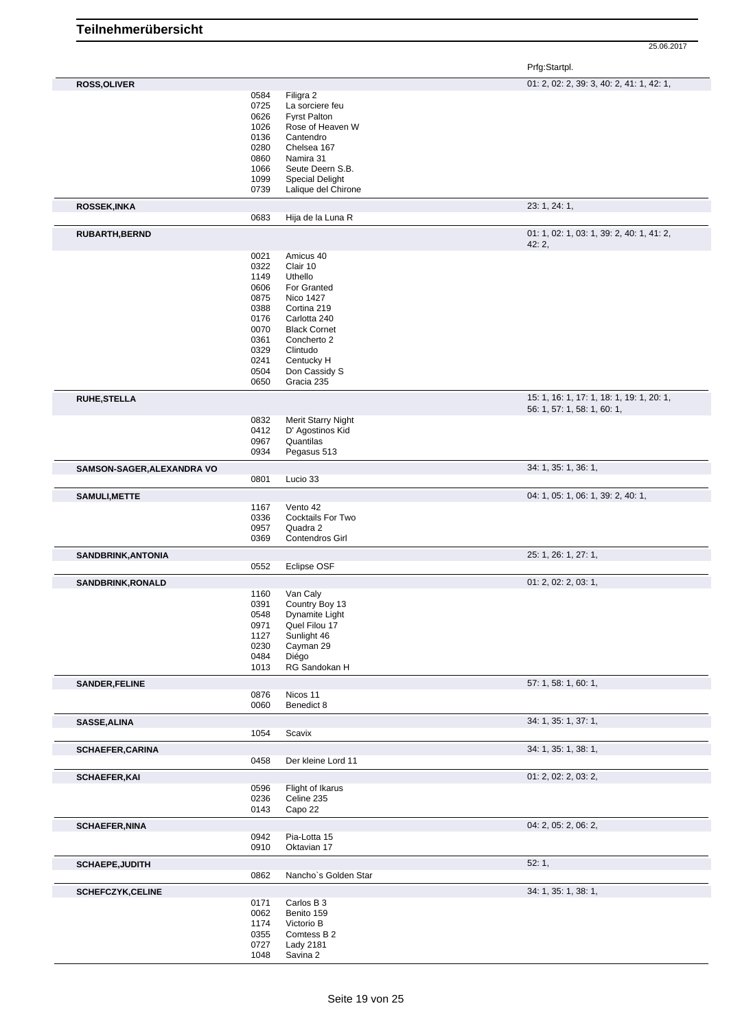# Teilnehmerübersicht

25.06.2017

| Teilnehmer | Nr. | Pferd | Prfg:Startpl. |
|---|---|---|---|
| **ROSS,OLIVER** | | | 01: 2, 02: 2, 39: 3, 40: 2, 41: 1, 42: 1, |
| | 0584 | Filigra 2 | |
| | 0725 | La sorciere feu | |
| | 0626 | Fyrst Palton | |
| | 1026 | Rose of Heaven W | |
| | 0136 | Cantendro | |
| | 0280 | Chelsea 167 | |
| | 0860 | Namira 31 | |
| | 1066 | Seute Deern S.B. | |
| | 1099 | Special Delight | |
| | 0739 | Lalique del Chirone | |
| **ROSSEK,INKA** | | | 23: 1, 24: 1, |
| | 0683 | Hija de la Luna R | |
| **RUBARTH,BERND** | | | 01: 1, 02: 1, 03: 1, 39: 2, 40: 1, 41: 2, 42: 2, |
| | 0021 | Amicus 40 | |
| | 0322 | Clair 10 | |
| | 1149 | Uthello | |
| | 0606 | For Granted | |
| | 0875 | Nico 1427 | |
| | 0388 | Cortina 219 | |
| | 0176 | Carlotta 240 | |
| | 0070 | Black Cornet | |
| | 0361 | Concherto 2 | |
| | 0329 | Clintudo | |
| | 0241 | Centucky H | |
| | 0504 | Don Cassidy S | |
| | 0650 | Gracia 235 | |
| **RUHE,STELLA** | | | 15: 1, 16: 1, 17: 1, 18: 1, 19: 1, 20: 1, 56: 1, 57: 1, 58: 1, 60: 1, |
| | 0832 | Merit Starry Night | |
| | 0412 | D' Agostinos Kid | |
| | 0967 | Quantilas | |
| | 0934 | Pegasus 513 | |
| **SAMSON-SAGER,ALEXANDRA VO** | | | 34: 1, 35: 1, 36: 1, |
| | 0801 | Lucio 33 | |
| **SAMULI,METTE** | | | 04: 1, 05: 1, 06: 1, 39: 2, 40: 1, |
| | 1167 | Vento 42 | |
| | 0336 | Cocktails For Two | |
| | 0957 | Quadra 2 | |
| | 0369 | Contendros Girl | |
| **SANDBRINK,ANTONIA** | | | 25: 1, 26: 1, 27: 1, |
| | 0552 | Eclipse OSF | |
| **SANDBRINK,RONALD** | | | 01: 2, 02: 2, 03: 1, |
| | 1160 | Van Caly | |
| | 0391 | Country Boy 13 | |
| | 0548 | Dynamite Light | |
| | 0971 | Quel Filou 17 | |
| | 1127 | Sunlight 46 | |
| | 0230 | Cayman 29 | |
| | 0484 | Diégo | |
| | 1013 | RG Sandokan H | |
| **SANDER,FELINE** | | | 57: 1, 58: 1, 60: 1, |
| | 0876 | Nicos 11 | |
| | 0060 | Benedict 8 | |
| **SASSE,ALINA** | | | 34: 1, 35: 1, 37: 1, |
| | 1054 | Scavix | |
| **SCHAEFER,CARINA** | | | 34: 1, 35: 1, 38: 1, |
| | 0458 | Der kleine Lord 11 | |
| **SCHAEFER,KAI** | | | 01: 2, 02: 2, 03: 2, |
| | 0596 | Flight of Ikarus | |
| | 0236 | Celine 235 | |
| | 0143 | Capo 22 | |
| **SCHAEFER,NINA** | | | 04: 2, 05: 2, 06: 2, |
| | 0942 | Pia-Lotta 15 | |
| | 0910 | Oktavian 17 | |
| **SCHAEPE,JUDITH** | | | 52: 1, |
| | 0862 | Nancho`s Golden Star | |
| **SCHEFCZYK,CELINE** | | | 34: 1, 35: 1, 38: 1, |
| | 0171 | Carlos B 3 | |
| | 0062 | Benito 159 | |
| | 1174 | Victorio B | |
| | 0355 | Comtess B 2 | |
| | 0727 | Lady 2181 | |
| | 1048 | Savina 2 | |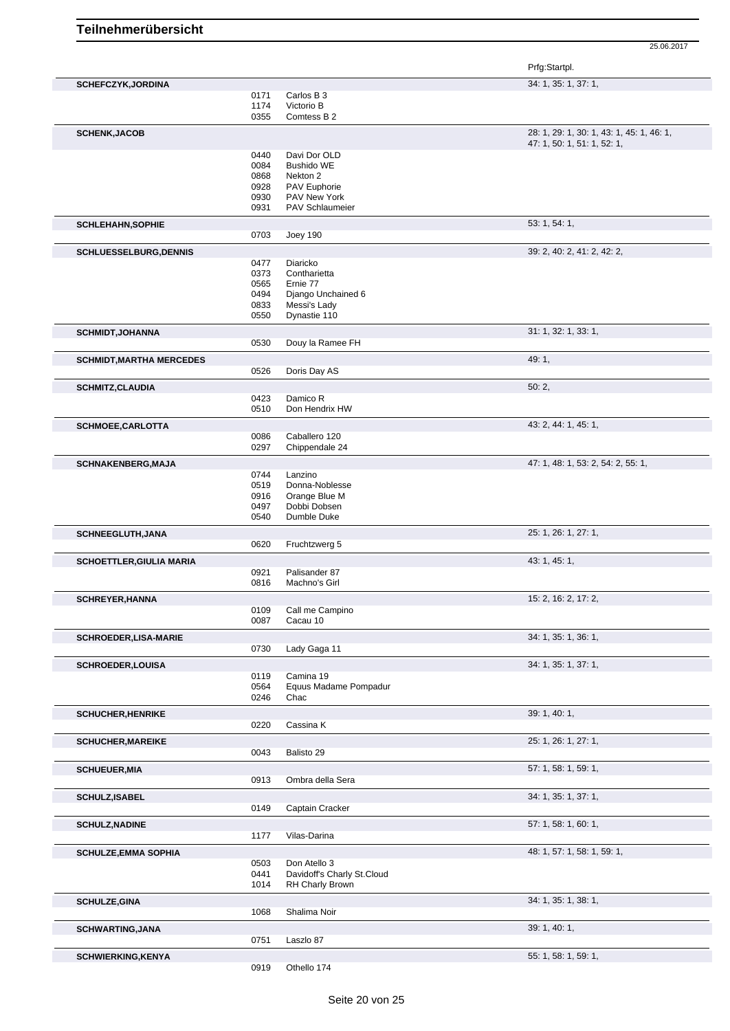# Teilnehmerübersicht

25.06.2017

| Name | Nr. | Pferd | Prfg:Startpl. |
|---|---|---|---|
| **SCHEFCZYK,JORDINA** | | | 34: 1, 35: 1, 37: 1, |
| | 0171 | Carlos B 3 | |
| | 1174 | Victorio B | |
| | 0355 | Comtess B 2 | |
| **SCHENK,JACOB** | | | 28: 1, 29: 1, 30: 1, 43: 1, 45: 1, 46: 1, 47: 1, 50: 1, 51: 1, 52: 1, |
| | 0440 | Davi Dor OLD | |
| | 0084 | Bushido WE | |
| | 0868 | Nekton 2 | |
| | 0928 | PAV Euphorie | |
| | 0930 | PAV New York | |
| | 0931 | PAV Schlaumeier | |
| **SCHLEHAHN,SOPHIE** | | | 53: 1, 54: 1, |
| | 0703 | Joey 190 | |
| **SCHLUESSELBURG,DENNIS** | | | 39: 2, 40: 2, 41: 2, 42: 2, |
| | 0477 | Diaricko | |
| | 0373 | Contharietta | |
| | 0565 | Ernie 77 | |
| | 0494 | Django Unchained 6 | |
| | 0833 | Messi's Lady | |
| | 0550 | Dynastie 110 | |
| **SCHMIDT,JOHANNA** | | | 31: 1, 32: 1, 33: 1, |
| | 0530 | Douy la Ramee FH | |
| **SCHMIDT,MARTHA MERCEDES** | | | 49: 1, |
| | 0526 | Doris Day AS | |
| **SCHMITZ,CLAUDIA** | | | 50: 2, |
| | 0423 | Damico R | |
| | 0510 | Don Hendrix HW | |
| **SCHMOEE,CARLOTTA** | | | 43: 2, 44: 1, 45: 1, |
| | 0086 | Caballero 120 | |
| | 0297 | Chippendale 24 | |
| **SCHNAKENBERG,MAJA** | | | 47: 1, 48: 1, 53: 2, 54: 2, 55: 1, |
| | 0744 | Lanzino | |
| | 0519 | Donna-Noblesse | |
| | 0916 | Orange Blue M | |
| | 0497 | Dobbi Dobsen | |
| | 0540 | Dumble Duke | |
| **SCHNEEGLUTH,JANA** | | | 25: 1, 26: 1, 27: 1, |
| | 0620 | Fruchtzwerg 5 | |
| **SCHOETTLER,GIULIA MARIA** | | | 43: 1, 45: 1, |
| | 0921 | Palisander 87 | |
| | 0816 | Machno's Girl | |
| **SCHREYER,HANNA** | | | 15: 2, 16: 2, 17: 2, |
| | 0109 | Call me Campino | |
| | 0087 | Cacau 10 | |
| **SCHROEDER,LISA-MARIE** | | | 34: 1, 35: 1, 36: 1, |
| | 0730 | Lady Gaga 11 | |
| **SCHROEDER,LOUISA** | | | 34: 1, 35: 1, 37: 1, |
| | 0119 | Camina 19 | |
| | 0564 | Equus Madame Pompadur | |
| | 0246 | Chac | |
| **SCHUCHER,HENRIKE** | | | 39: 1, 40: 1, |
| | 0220 | Cassina K | |
| **SCHUCHER,MAREIKE** | | | 25: 1, 26: 1, 27: 1, |
| | 0043 | Balisto 29 | |
| **SCHUEUER,MIA** | | | 57: 1, 58: 1, 59: 1, |
| | 0913 | Ombra della Sera | |
| **SCHULZ,ISABEL** | | | 34: 1, 35: 1, 37: 1, |
| | 0149 | Captain Cracker | |
| **SCHULZ,NADINE** | | | 57: 1, 58: 1, 60: 1, |
| | 1177 | Vilas-Darina | |
| **SCHULZE,EMMA SOPHIA** | | | 48: 1, 57: 1, 58: 1, 59: 1, |
| | 0503 | Don Atello 3 | |
| | 0441 | Davidoff's Charly St.Cloud | |
| | 1014 | RH Charly Brown | |
| **SCHULZE,GINA** | | | 34: 1, 35: 1, 38: 1, |
| | 1068 | Shalima Noir | |
| **SCHWARTING,JANA** | | | 39: 1, 40: 1, |
| | 0751 | Laszlo 87 | |
| **SCHWIERKING,KENYA** | | | 55: 1, 58: 1, 59: 1, |
| | 0919 | Othello 174 | |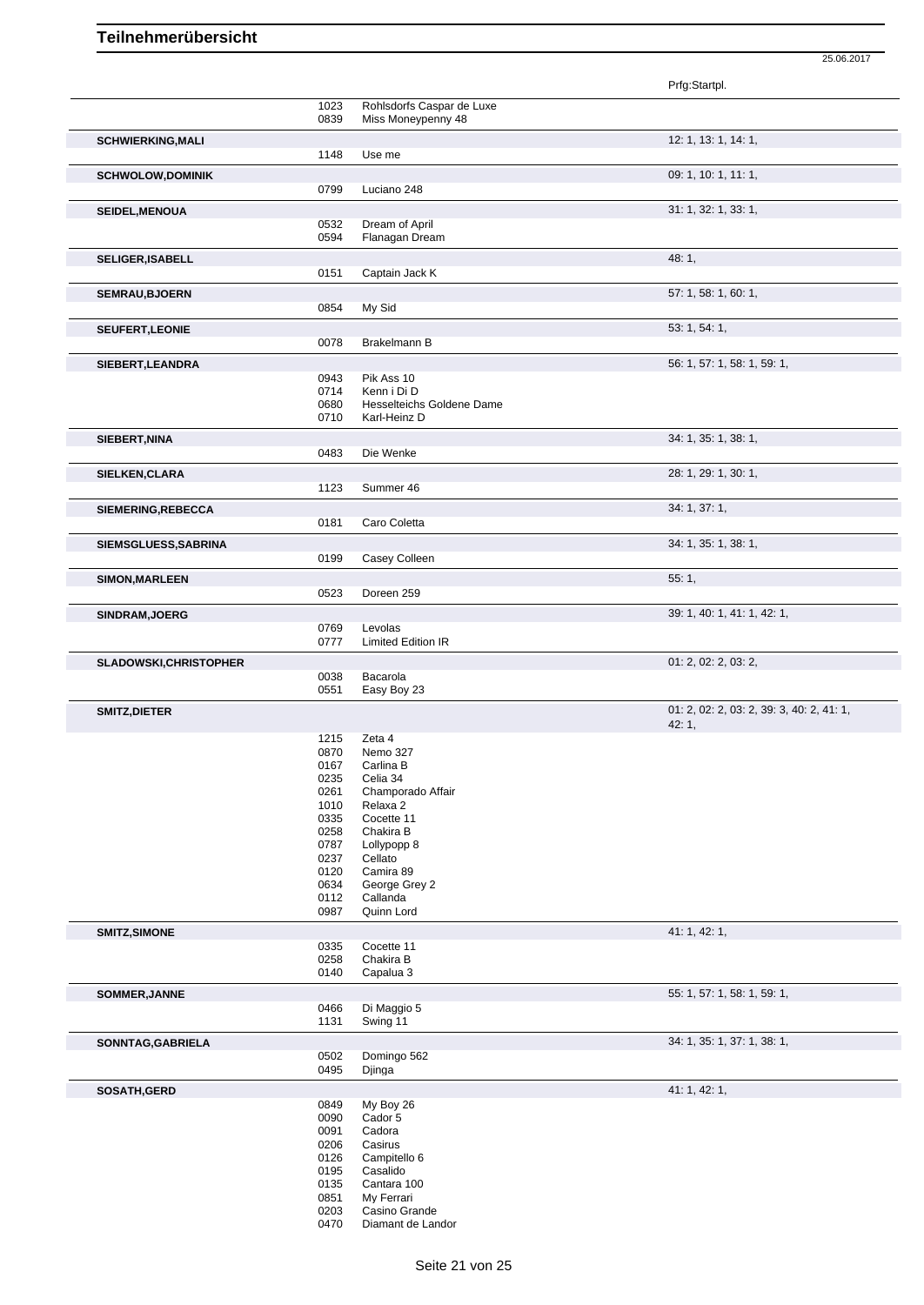# Teilnehmerübersicht

25.06.2017

| Teilnehmer | Nr. | Pferd | Prfg:Startpl. |
|---|---|---|---|
| | 1023 | Rohlsdorfs Caspar de Luxe | |
| | 0839 | Miss Moneypenny 48 | |
| **SCHWIERKING,MALI** | | | 12: 1, 13: 1, 14: 1, |
| | 1148 | Use me | |
| **SCHWOLOW,DOMINIK** | | | 09: 1, 10: 1, 11: 1, |
| | 0799 | Luciano 248 | |
| **SEIDEL,MENOUA** | | | 31: 1, 32: 1, 33: 1, |
| | 0532 | Dream of April | |
| | 0594 | Flanagan Dream | |
| **SELIGER,ISABELL** | | | 48: 1, |
| | 0151 | Captain Jack K | |
| **SEMRAU,BJOERN** | | | 57: 1, 58: 1, 60: 1, |
| | 0854 | My Sid | |
| **SEUFERT,LEONIE** | | | 53: 1, 54: 1, |
| | 0078 | Brakelmann B | |
| **SIEBERT,LEANDRA** | | | 56: 1, 57: 1, 58: 1, 59: 1, |
| | 0943 | Pik Ass 10 | |
| | 0714 | Kenn i Di D | |
| | 0680 | Hesselteichs Goldene Dame | |
| | 0710 | Karl-Heinz D | |
| **SIEBERT,NINA** | | | 34: 1, 35: 1, 38: 1, |
| | 0483 | Die Wenke | |
| **SIELKEN,CLARA** | | | 28: 1, 29: 1, 30: 1, |
| | 1123 | Summer 46 | |
| **SIEMERING,REBECCA** | | | 34: 1, 37: 1, |
| | 0181 | Caro Coletta | |
| **SIEMSGLUESS,SABRINA** | | | 34: 1, 35: 1, 38: 1, |
| | 0199 | Casey Colleen | |
| **SIMON,MARLEEN** | | | 55: 1, |
| | 0523 | Doreen 259 | |
| **SINDRAM,JOERG** | | | 39: 1, 40: 1, 41: 1, 42: 1, |
| | 0769 | Levolas | |
| | 0777 | Limited Edition IR | |
| **SLADOWSKI,CHRISTOPHER** | | | 01: 2, 02: 2, 03: 2, |
| | 0038 | Bacarola | |
| | 0551 | Easy Boy 23 | |
| **SMITZ,DIETER** | | | 01: 2, 02: 2, 03: 2, 39: 3, 40: 2, 41: 1, 42: 1, |
| | 1215 | Zeta 4 | |
| | 0870 | Nemo 327 | |
| | 0167 | Carlina B | |
| | 0235 | Celia 34 | |
| | 0261 | Champorado Affair | |
| | 1010 | Relaxa 2 | |
| | 0335 | Cocette 11 | |
| | 0258 | Chakira B | |
| | 0787 | Lollypopp 8 | |
| | 0237 | Cellato | |
| | 0120 | Camira 89 | |
| | 0634 | George Grey 2 | |
| | 0112 | Callanda | |
| | 0987 | Quinn Lord | |
| **SMITZ,SIMONE** | | | 41: 1, 42: 1, |
| | 0335 | Cocette 11 | |
| | 0258 | Chakira B | |
| | 0140 | Capalua 3 | |
| **SOMMER,JANNE** | | | 55: 1, 57: 1, 58: 1, 59: 1, |
| | 0466 | Di Maggio 5 | |
| | 1131 | Swing 11 | |
| **SONNTAG,GABRIELA** | | | 34: 1, 35: 1, 37: 1, 38: 1, |
| | 0502 | Domingo 562 | |
| | 0495 | Djinga | |
| **SOSATH,GERD** | | | 41: 1, 42: 1, |
| | 0849 | My Boy 26 | |
| | 0090 | Cador 5 | |
| | 0091 | Cadora | |
| | 0206 | Casirus | |
| | 0126 | Campitello 6 | |
| | 0195 | Casalido | |
| | 0135 | Cantara 100 | |
| | 0851 | My Ferrari | |
| | 0203 | Casino Grande | |
| | 0470 | Diamant de Landor | |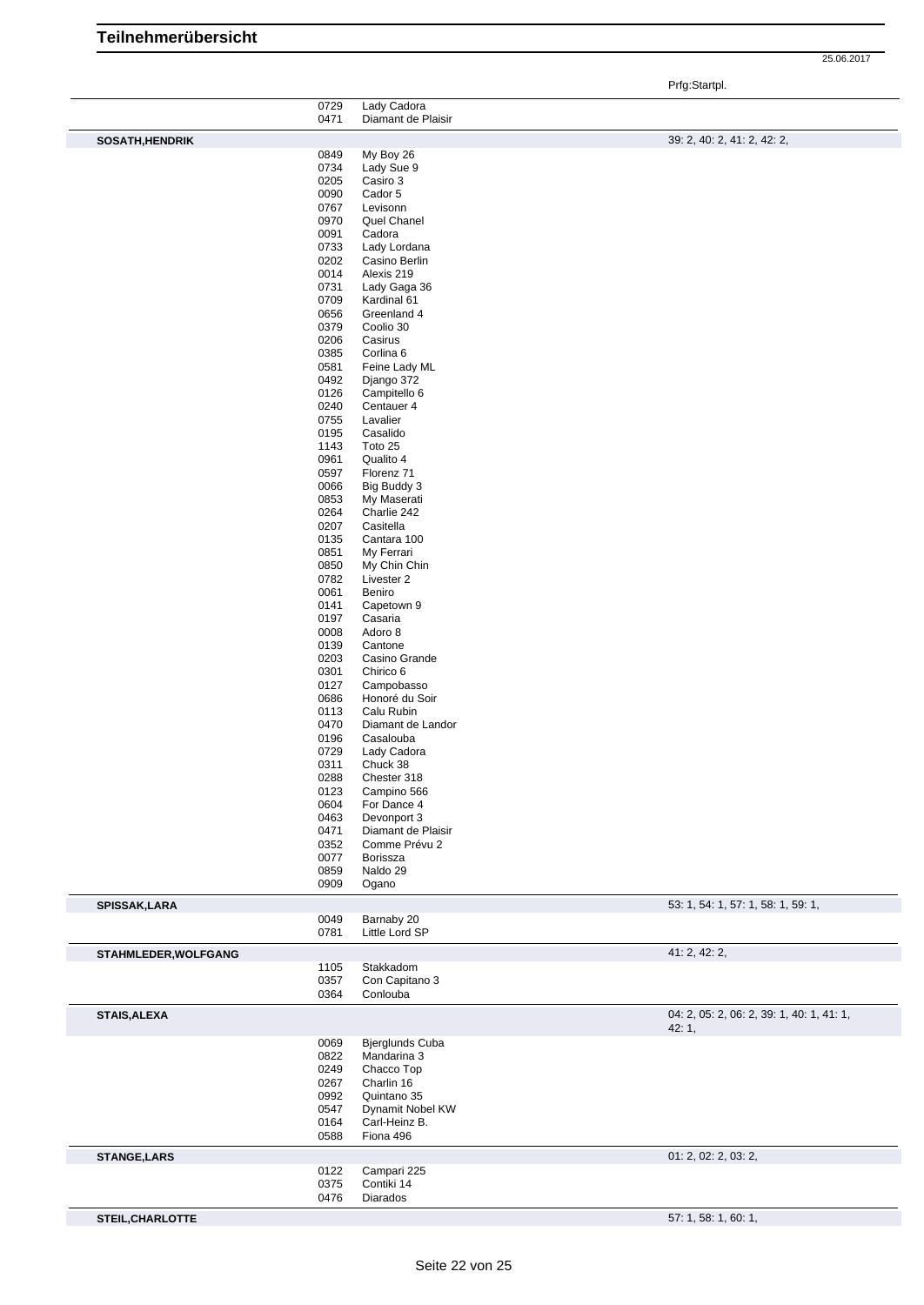# Teilnehmerübersicht

25.06.2017

| | | | Prfg:Startpl. |
|---|---|---|---|
| | 0729 | Lady Cadora | |
| | 0471 | Diamant de Plaisir | |
| **SOSATH,HENDRIK** | | | 39: 2, 40: 2, 41: 2, 42: 2, |
| | 0849 | My Boy 26 | |
| | 0734 | Lady Sue 9 | |
| | 0205 | Casiro 3 | |
| | 0090 | Cador 5 | |
| | 0767 | Levisonn | |
| | 0970 | Quel Chanel | |
| | 0091 | Cadora | |
| | 0733 | Lady Lordana | |
| | 0202 | Casino Berlin | |
| | 0014 | Alexis 219 | |
| | 0731 | Lady Gaga 36 | |
| | 0709 | Kardinal 61 | |
| | 0656 | Greenland 4 | |
| | 0379 | Coolio 30 | |
| | 0206 | Casirus | |
| | 0385 | Corlina 6 | |
| | 0581 | Feine Lady ML | |
| | 0492 | Django 372 | |
| | 0126 | Campitello 6 | |
| | 0240 | Centauer 4 | |
| | 0755 | Lavalier | |
| | 0195 | Casalido | |
| | 1143 | Toto 25 | |
| | 0961 | Qualito 4 | |
| | 0597 | Florenz 71 | |
| | 0066 | Big Buddy 3 | |
| | 0853 | My Maserati | |
| | 0264 | Charlie 242 | |
| | 0207 | Casitella | |
| | 0135 | Cantara 100 | |
| | 0851 | My Ferrari | |
| | 0850 | My Chin Chin | |
| | 0782 | Livester 2 | |
| | 0061 | Beniro | |
| | 0141 | Capetown 9 | |
| | 0197 | Casaria | |
| | 0008 | Adoro 8 | |
| | 0139 | Cantone | |
| | 0203 | Casino Grande | |
| | 0301 | Chirico 6 | |
| | 0127 | Campobasso | |
| | 0686 | Honoré du Soir | |
| | 0113 | Calu Rubin | |
| | 0470 | Diamant de Landor | |
| | 0196 | Casalouba | |
| | 0729 | Lady Cadora | |
| | 0311 | Chuck 38 | |
| | 0288 | Chester 318 | |
| | 0123 | Campino 566 | |
| | 0604 | For Dance 4 | |
| | 0463 | Devonport 3 | |
| | 0471 | Diamant de Plaisir | |
| | 0352 | Comme Prévu 2 | |
| | 0077 | Borissza | |
| | 0859 | Naldo 29 | |
| | 0909 | Ogano | |
| **SPISSAK,LARA** | | | 53: 1, 54: 1, 57: 1, 58: 1, 59: 1, |
| | 0049 | Barnaby 20 | |
| | 0781 | Little Lord SP | |
| **STAHMLEDER,WOLFGANG** | | | 41: 2, 42: 2, |
| | 1105 | Stakkadom | |
| | 0357 | Con Capitano 3 | |
| | 0364 | Conlouba | |
| **STAIS,ALEXA** | | | 04: 2, 05: 2, 06: 2, 39: 1, 40: 1, 41: 1, 42: 1, |
| | 0069 | Bjerglunds Cuba | |
| | 0822 | Mandarina 3 | |
| | 0249 | Chacco Top | |
| | 0267 | Charlin 16 | |
| | 0992 | Quintano 35 | |
| | 0547 | Dynamit Nobel KW | |
| | 0164 | Carl-Heinz B. | |
| | 0588 | Fiona 496 | |
| **STANGE,LARS** | | | 01: 2, 02: 2, 03: 2, |
| | 0122 | Campari 225 | |
| | 0375 | Contiki 14 | |
| | 0476 | Diarados | |
| **STEIL,CHARLOTTE** | | | 57: 1, 58: 1, 60: 1, |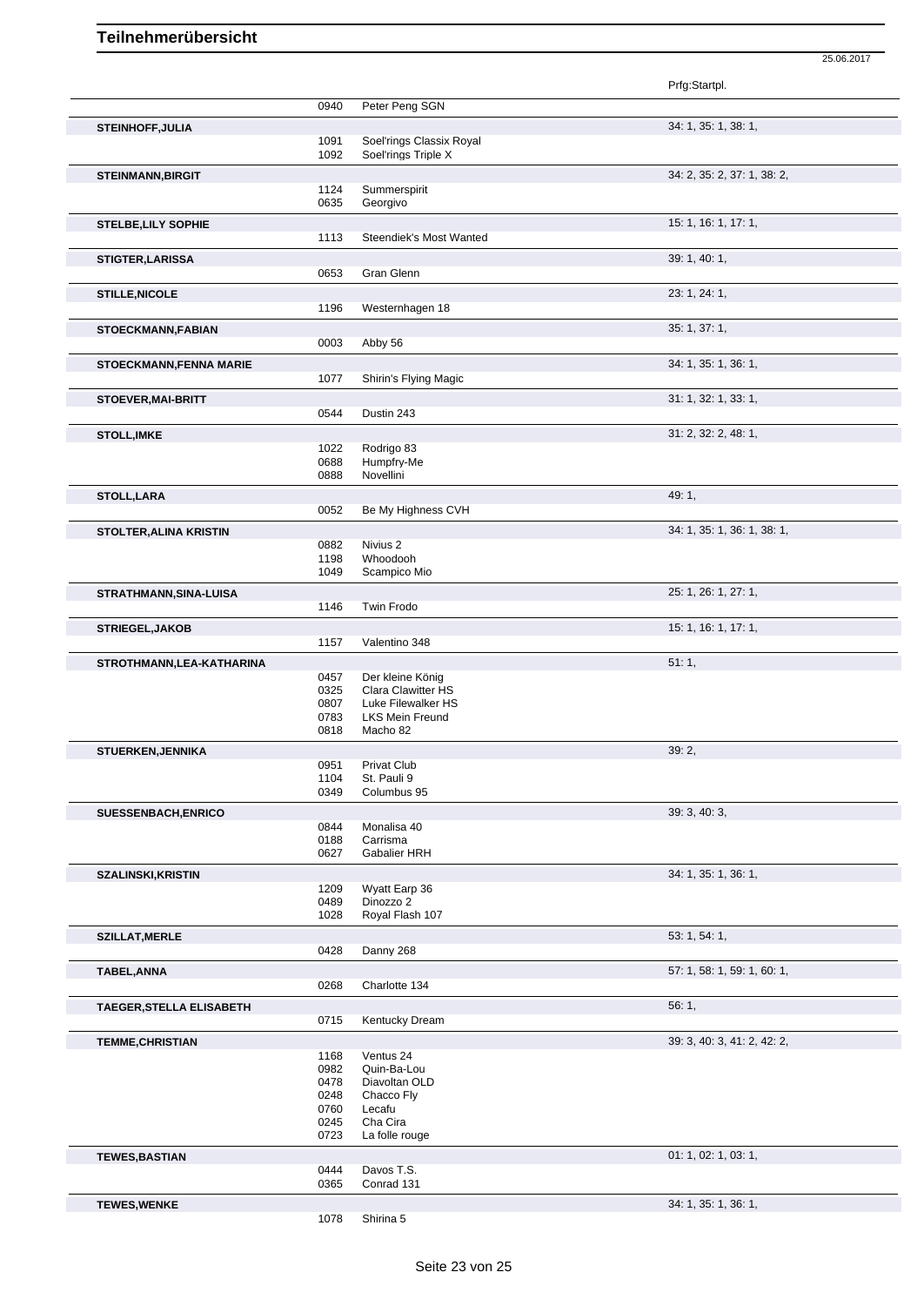# Teilnehmerübersicht

25.06.2017

| Name | Nr. | Pferd | Prfg:Startpl. |
|---|---|---|---|
| | 0940 | Peter Peng SGN | |
| **STEINHOFF,JULIA** | | | 34: 1, 35: 1, 38: 1, |
| | 1091 | Soel'rings Classix Royal | |
| | 1092 | Soel'rings Triple X | |
| **STEINMANN,BIRGIT** | | | 34: 2, 35: 2, 37: 1, 38: 2, |
| | 1124 | Summerspirit | |
| | 0635 | Georgivo | |
| **STELBE,LILY SOPHIE** | | | 15: 1, 16: 1, 17: 1, |
| | 1113 | Steendiek's Most Wanted | |
| **STIGTER,LARISSA** | | | 39: 1, 40: 1, |
| | 0653 | Gran Glenn | |
| **STILLE,NICOLE** | | | 23: 1, 24: 1, |
| | 1196 | Westernhagen 18 | |
| **STOECKMANN,FABIAN** | | | 35: 1, 37: 1, |
| | 0003 | Abby 56 | |
| **STOECKMANN,FENNA MARIE** | | | 34: 1, 35: 1, 36: 1, |
| | 1077 | Shirin's Flying Magic | |
| **STOEVER,MAI-BRITT** | | | 31: 1, 32: 1, 33: 1, |
| | 0544 | Dustin 243 | |
| **STOLL,IMKE** | | | 31: 2, 32: 2, 48: 1, |
| | 1022 | Rodrigo 83 | |
| | 0688 | Humpfry-Me | |
| | 0888 | Novellini | |
| **STOLL,LARA** | | | 49: 1, |
| | 0052 | Be My Highness CVH | |
| **STOLTER,ALINA KRISTIN** | | | 34: 1, 35: 1, 36: 1, 38: 1, |
| | 0882 | Nivius 2 | |
| | 1198 | Whoodooh | |
| | 1049 | Scampico Mio | |
| **STRATHMANN,SINA-LUISA** | | | 25: 1, 26: 1, 27: 1, |
| | 1146 | Twin Frodo | |
| **STRIEGEL,JAKOB** | | | 15: 1, 16: 1, 17: 1, |
| | 1157 | Valentino 348 | |
| **STROTHMANN,LEA-KATHARINA** | | | 51: 1, |
| | 0457 | Der kleine König | |
| | 0325 | Clara Clawitter HS | |
| | 0807 | Luke Filewalker HS | |
| | 0783 | LKS Mein Freund | |
| | 0818 | Macho 82 | |
| **STUERKEN,JENNIKA** | | | 39: 2, |
| | 0951 | Privat Club | |
| | 1104 | St. Pauli 9 | |
| | 0349 | Columbus 95 | |
| **SUESSENBACH,ENRICO** | | | 39: 3, 40: 3, |
| | 0844 | Monalisa 40 | |
| | 0188 | Carrisma | |
| | 0627 | Gabalier HRH | |
| **SZALINSKI,KRISTIN** | | | 34: 1, 35: 1, 36: 1, |
| | 1209 | Wyatt Earp 36 | |
| | 0489 | Dinozzo 2 | |
| | 1028 | Royal Flash 107 | |
| **SZILLAT,MERLE** | | | 53: 1, 54: 1, |
| | 0428 | Danny 268 | |
| **TABEL,ANNA** | | | 57: 1, 58: 1, 59: 1, 60: 1, |
| | 0268 | Charlotte 134 | |
| **TAEGER,STELLA ELISABETH** | | | 56: 1, |
| | 0715 | Kentucky Dream | |
| **TEMME,CHRISTIAN** | | | 39: 3, 40: 3, 41: 2, 42: 2, |
| | 1168 | Ventus 24 | |
| | 0982 | Quin-Ba-Lou | |
| | 0478 | Diavoltan OLD | |
| | 0248 | Chacco Fly | |
| | 0760 | Lecafu | |
| | 0245 | Cha Cira | |
| | 0723 | La folle rouge | |
| **TEWES,BASTIAN** | | | 01: 1, 02: 1, 03: 1, |
| | 0444 | Davos T.S. | |
| | 0365 | Conrad 131 | |
| **TEWES,WENKE** | | | 34: 1, 35: 1, 36: 1, |
| | 1078 | Shirina 5 | |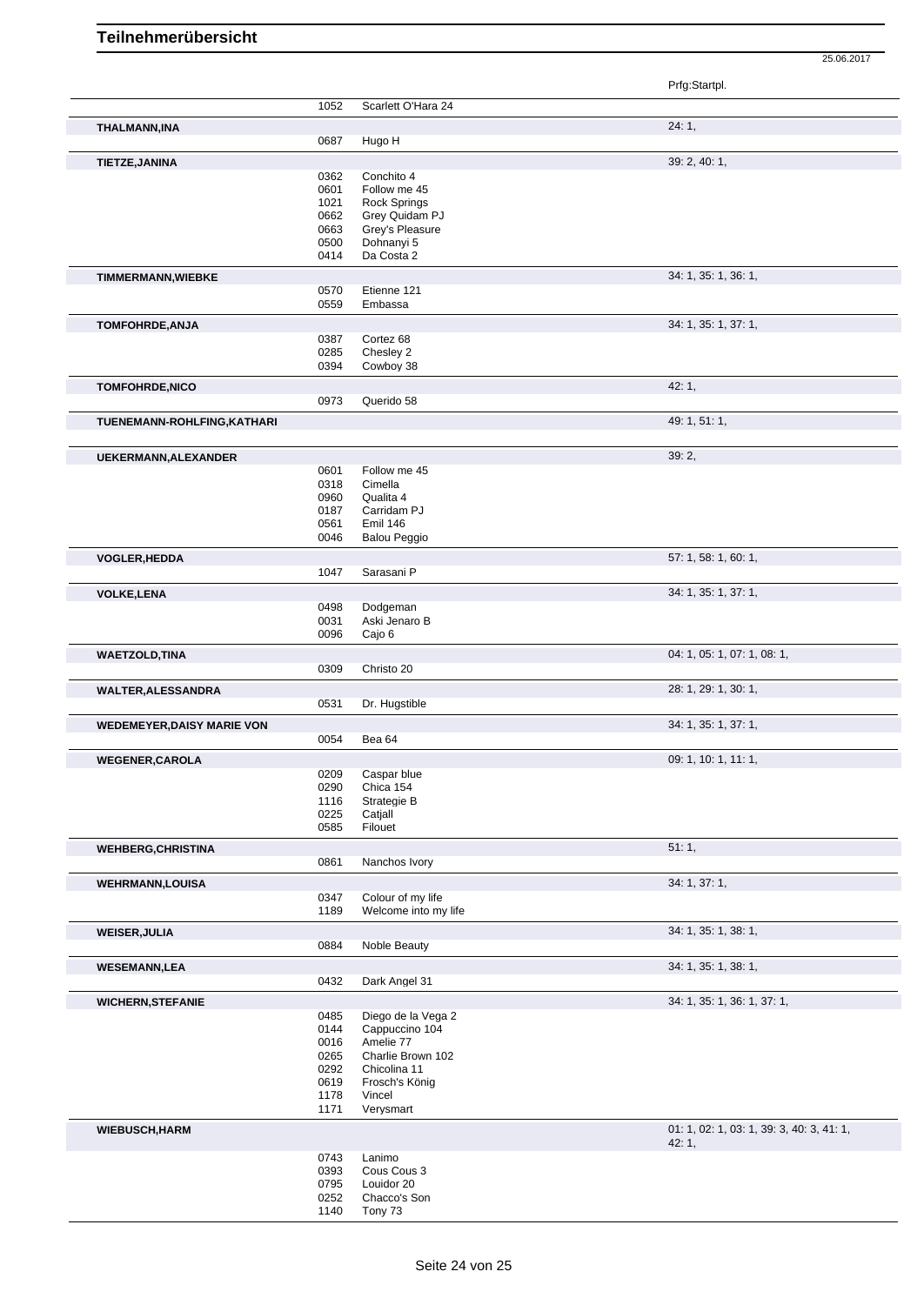# Teilnehmerübersicht

25.06.2017

| Name | Nr. | Pferd | Prfg:Startpl. |
|---|---|---|---|
| | 1052 | Scarlett O'Hara 24 | |
| **THALMANN,INA** | | | 24: 1, |
| | 0687 | Hugo H | |
| **TIETZE,JANINA** | | | 39: 2, 40: 1, |
| | 0362 | Conchito 4 | |
| | 0601 | Follow me 45 | |
| | 1021 | Rock Springs | |
| | 0662 | Grey Quidam PJ | |
| | 0663 | Grey's Pleasure | |
| | 0500 | Dohnanyi 5 | |
| | 0414 | Da Costa 2 | |
| **TIMMERMANN,WIEBKE** | | | 34: 1, 35: 1, 36: 1, |
| | 0570 | Etienne 121 | |
| | 0559 | Embassa | |
| **TOMFOHRDE,ANJA** | | | 34: 1, 35: 1, 37: 1, |
| | 0387 | Cortez 68 | |
| | 0285 | Chesley 2 | |
| | 0394 | Cowboy 38 | |
| **TOMFOHRDE,NICO** | | | 42: 1, |
| | 0973 | Querido 58 | |
| **TUENEMANN-ROHLFING,KATHARI** | | | 49: 1, 51: 1, |
| **UEKERMANN,ALEXANDER** | | | 39: 2, |
| | 0601 | Follow me 45 | |
| | 0318 | Cimella | |
| | 0960 | Qualita 4 | |
| | 0187 | Carridam PJ | |
| | 0561 | Emil 146 | |
| | 0046 | Balou Peggio | |
| **VOGLER,HEDDA** | | | 57: 1, 58: 1, 60: 1, |
| | 1047 | Sarasani P | |
| **VOLKE,LENA** | | | 34: 1, 35: 1, 37: 1, |
| | 0498 | Dodgeman | |
| | 0031 | Aski Jenaro B | |
| | 0096 | Cajo 6 | |
| **WAETZOLD,TINA** | | | 04: 1, 05: 1, 07: 1, 08: 1, |
| | 0309 | Christo 20 | |
| **WALTER,ALESSANDRA** | | | 28: 1, 29: 1, 30: 1, |
| | 0531 | Dr. Hugstible | |
| **WEDEMEYER,DAISY MARIE VON** | | | 34: 1, 35: 1, 37: 1, |
| | 0054 | Bea 64 | |
| **WEGENER,CAROLA** | | | 09: 1, 10: 1, 11: 1, |
| | 0209 | Caspar blue | |
| | 0290 | Chica 154 | |
| | 1116 | Strategie B | |
| | 0225 | Catjall | |
| | 0585 | Filouet | |
| **WEHBERG,CHRISTINA** | | | 51: 1, |
| | 0861 | Nanchos Ivory | |
| **WEHRMANN,LOUISA** | | | 34: 1, 37: 1, |
| | 0347 | Colour of my life | |
| | 1189 | Welcome into my life | |
| **WEISER,JULIA** | | | 34: 1, 35: 1, 38: 1, |
| | 0884 | Noble Beauty | |
| **WESEMANN,LEA** | | | 34: 1, 35: 1, 38: 1, |
| | 0432 | Dark Angel 31 | |
| **WICHERN,STEFANIE** | | | 34: 1, 35: 1, 36: 1, 37: 1, |
| | 0485 | Diego de la Vega 2 | |
| | 0144 | Cappuccino 104 | |
| | 0016 | Amelie 77 | |
| | 0265 | Charlie Brown 102 | |
| | 0292 | Chicolina 11 | |
| | 0619 | Frosch's König | |
| | 1178 | Vincel | |
| | 1171 | Verysmart | |
| **WIEBUSCH,HARM** | | | 01: 1, 02: 1, 03: 1, 39: 3, 40: 3, 41: 1, 42: 1, |
| | 0743 | Lanimo | |
| | 0393 | Cous Cous 3 | |
| | 0795 | Louidor 20 | |
| | 0252 | Chacco's Son | |
| | 1140 | Tony 73 | |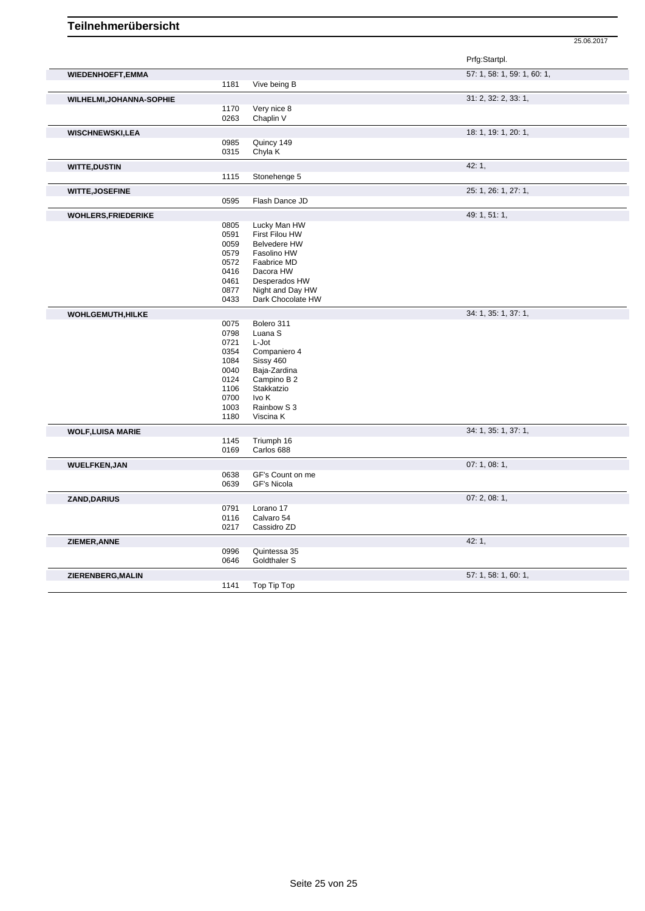# Teilnehmerübersicht

25.06.2017

| | | | Prfg:Startpl. |
|---|---|---|---|
| **WIEDENHOEFT,EMMA** | | | 57: 1, 58: 1, 59: 1, 60: 1, |
| | 1181 | Vive being B | |
| **WILHELMI,JOHANNA-SOPHIE** | | | 31: 2, 32: 2, 33: 1, |
| | 1170 | Very nice 8 | |
| | 0263 | Chaplin V | |
| **WISCHNEWSKI,LEA** | | | 18: 1, 19: 1, 20: 1, |
| | 0985 | Quincy 149 | |
| | 0315 | Chyla K | |
| **WITTE,DUSTIN** | | | 42: 1, |
| | 1115 | Stonehenge 5 | |
| **WITTE,JOSEFINE** | | | 25: 1, 26: 1, 27: 1, |
| | 0595 | Flash Dance JD | |
| **WOHLERS,FRIEDERIKE** | | | 49: 1, 51: 1, |
| | 0805 | Lucky Man HW | |
| | 0591 | First Filou HW | |
| | 0059 | Belvedere HW | |
| | 0579 | Fasolino HW | |
| | 0572 | Faabrice MD | |
| | 0416 | Dacora HW | |
| | 0461 | Desperados HW | |
| | 0877 | Night and Day HW | |
| | 0433 | Dark Chocolate HW | |
| **WOHLGEMUTH,HILKE** | | | 34: 1, 35: 1, 37: 1, |
| | 0075 | Bolero 311 | |
| | 0798 | Luana S | |
| | 0721 | L-Jot | |
| | 0354 | Companiero 4 | |
| | 1084 | Sissy 460 | |
| | 0040 | Baja-Zardina | |
| | 0124 | Campino B 2 | |
| | 1106 | Stakkatzio | |
| | 0700 | Ivo K | |
| | 1003 | Rainbow S 3 | |
| | 1180 | Viscina K | |
| **WOLF,LUISA MARIE** | | | 34: 1, 35: 1, 37: 1, |
| | 1145 | Triumph 16 | |
| | 0169 | Carlos 688 | |
| **WUELFKEN,JAN** | | | 07: 1, 08: 1, |
| | 0638 | GF's Count on me | |
| | 0639 | GF's Nicola | |
| **ZAND,DARIUS** | | | 07: 2, 08: 1, |
| | 0791 | Lorano 17 | |
| | 0116 | Calvaro 54 | |
| | 0217 | Cassidro ZD | |
| **ZIEMER,ANNE** | | | 42: 1, |
| | 0996 | Quintessa 35 | |
| | 0646 | Goldthaler S | |
| **ZIERENBERG,MALIN** | | | 57: 1, 58: 1, 60: 1, |
| | 1141 | Top Tip Top | |